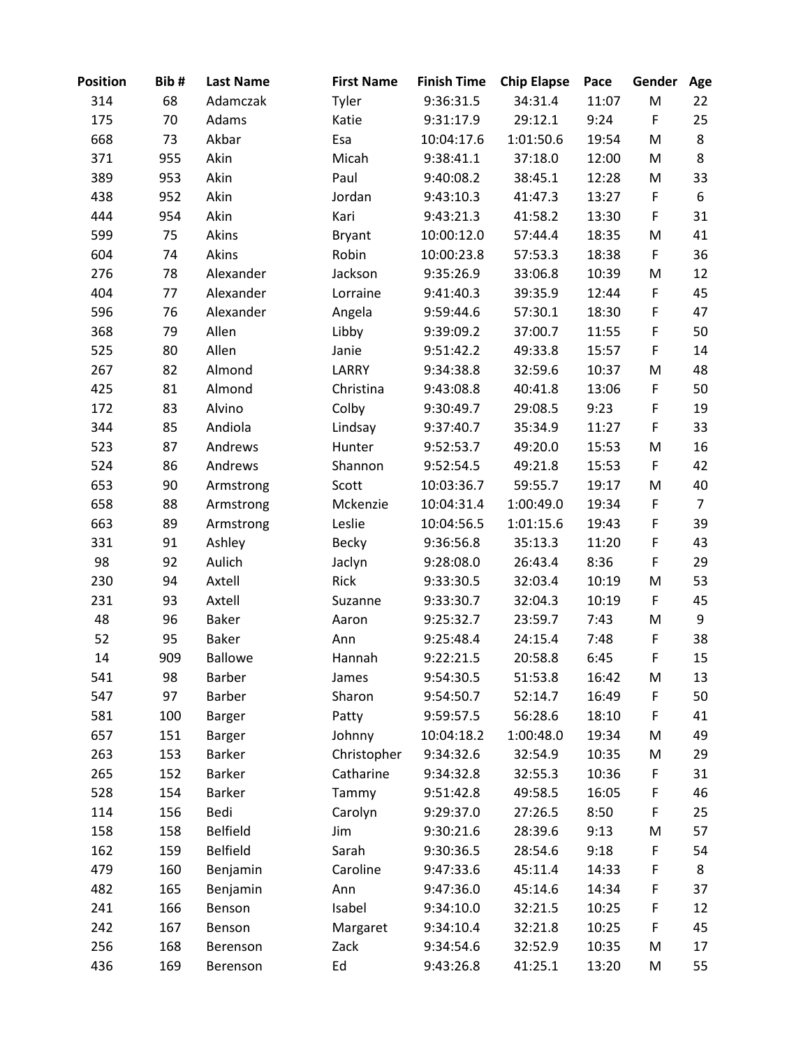| Position | Bib # | Last Name | First Name | Finish Time | Chip Elapse | Pace | Gender | Age |
|---|---|---|---|---|---|---|---|---|
| 314 | 68 | Adamczak | Tyler | 9:36:31.5 | 34:31.4 | 11:07 | M | 22 |
| 175 | 70 | Adams | Katie | 9:31:17.9 | 29:12.1 | 9:24 | F | 25 |
| 668 | 73 | Akbar | Esa | 10:04:17.6 | 1:01:50.6 | 19:54 | M | 8 |
| 371 | 955 | Akin | Micah | 9:38:41.1 | 37:18.0 | 12:00 | M | 8 |
| 389 | 953 | Akin | Paul | 9:40:08.2 | 38:45.1 | 12:28 | M | 33 |
| 438 | 952 | Akin | Jordan | 9:43:10.3 | 41:47.3 | 13:27 | F | 6 |
| 444 | 954 | Akin | Kari | 9:43:21.3 | 41:58.2 | 13:30 | F | 31 |
| 599 | 75 | Akins | Bryant | 10:00:12.0 | 57:44.4 | 18:35 | M | 41 |
| 604 | 74 | Akins | Robin | 10:00:23.8 | 57:53.3 | 18:38 | F | 36 |
| 276 | 78 | Alexander | Jackson | 9:35:26.9 | 33:06.8 | 10:39 | M | 12 |
| 404 | 77 | Alexander | Lorraine | 9:41:40.3 | 39:35.9 | 12:44 | F | 45 |
| 596 | 76 | Alexander | Angela | 9:59:44.6 | 57:30.1 | 18:30 | F | 47 |
| 368 | 79 | Allen | Libby | 9:39:09.2 | 37:00.7 | 11:55 | F | 50 |
| 525 | 80 | Allen | Janie | 9:51:42.2 | 49:33.8 | 15:57 | F | 14 |
| 267 | 82 | Almond | LARRY | 9:34:38.8 | 32:59.6 | 10:37 | M | 48 |
| 425 | 81 | Almond | Christina | 9:43:08.8 | 40:41.8 | 13:06 | F | 50 |
| 172 | 83 | Alvino | Colby | 9:30:49.7 | 29:08.5 | 9:23 | F | 19 |
| 344 | 85 | Andiola | Lindsay | 9:37:40.7 | 35:34.9 | 11:27 | F | 33 |
| 523 | 87 | Andrews | Hunter | 9:52:53.7 | 49:20.0 | 15:53 | M | 16 |
| 524 | 86 | Andrews | Shannon | 9:52:54.5 | 49:21.8 | 15:53 | F | 42 |
| 653 | 90 | Armstrong | Scott | 10:03:36.7 | 59:55.7 | 19:17 | M | 40 |
| 658 | 88 | Armstrong | Mckenzie | 10:04:31.4 | 1:00:49.0 | 19:34 | F | 7 |
| 663 | 89 | Armstrong | Leslie | 10:04:56.5 | 1:01:15.6 | 19:43 | F | 39 |
| 331 | 91 | Ashley | Becky | 9:36:56.8 | 35:13.3 | 11:20 | F | 43 |
| 98 | 92 | Aulich | Jaclyn | 9:28:08.0 | 26:43.4 | 8:36 | F | 29 |
| 230 | 94 | Axtell | Rick | 9:33:30.5 | 32:03.4 | 10:19 | M | 53 |
| 231 | 93 | Axtell | Suzanne | 9:33:30.7 | 32:04.3 | 10:19 | F | 45 |
| 48 | 96 | Baker | Aaron | 9:25:32.7 | 23:59.7 | 7:43 | M | 9 |
| 52 | 95 | Baker | Ann | 9:25:48.4 | 24:15.4 | 7:48 | F | 38 |
| 14 | 909 | Ballowe | Hannah | 9:22:21.5 | 20:58.8 | 6:45 | F | 15 |
| 541 | 98 | Barber | James | 9:54:30.5 | 51:53.8 | 16:42 | M | 13 |
| 547 | 97 | Barber | Sharon | 9:54:50.7 | 52:14.7 | 16:49 | F | 50 |
| 581 | 100 | Barger | Patty | 9:59:57.5 | 56:28.6 | 18:10 | F | 41 |
| 657 | 151 | Barger | Johnny | 10:04:18.2 | 1:00:48.0 | 19:34 | M | 49 |
| 263 | 153 | Barker | Christopher | 9:34:32.6 | 32:54.9 | 10:35 | M | 29 |
| 265 | 152 | Barker | Catharine | 9:34:32.8 | 32:55.3 | 10:36 | F | 31 |
| 528 | 154 | Barker | Tammy | 9:51:42.8 | 49:58.5 | 16:05 | F | 46 |
| 114 | 156 | Bedi | Carolyn | 9:29:37.0 | 27:26.5 | 8:50 | F | 25 |
| 158 | 158 | Belfield | Jim | 9:30:21.6 | 28:39.6 | 9:13 | M | 57 |
| 162 | 159 | Belfield | Sarah | 9:30:36.5 | 28:54.6 | 9:18 | F | 54 |
| 479 | 160 | Benjamin | Caroline | 9:47:33.6 | 45:11.4 | 14:33 | F | 8 |
| 482 | 165 | Benjamin | Ann | 9:47:36.0 | 45:14.6 | 14:34 | F | 37 |
| 241 | 166 | Benson | Isabel | 9:34:10.0 | 32:21.5 | 10:25 | F | 12 |
| 242 | 167 | Benson | Margaret | 9:34:10.4 | 32:21.8 | 10:25 | F | 45 |
| 256 | 168 | Berenson | Zack | 9:34:54.6 | 32:52.9 | 10:35 | M | 17 |
| 436 | 169 | Berenson | Ed | 9:43:26.8 | 41:25.1 | 13:20 | M | 55 |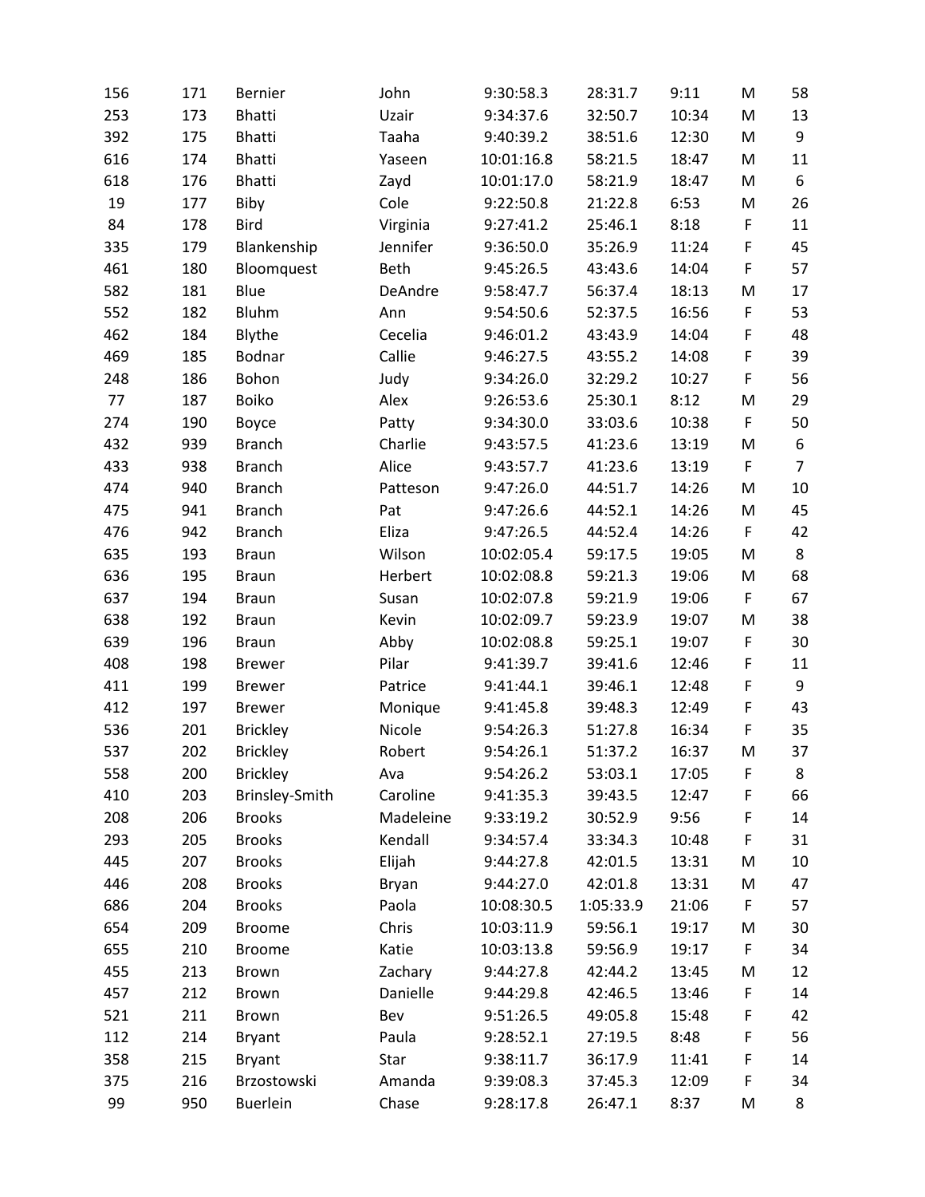| | | | | | | | | |
|---|---|---|---|---|---|---|---|---|
| 156 | 171 | Bernier | John | 9:30:58.3 | 28:31.7 | 9:11 | M | 58 |
| 253 | 173 | Bhatti | Uzair | 9:34:37.6 | 32:50.7 | 10:34 | M | 13 |
| 392 | 175 | Bhatti | Taaha | 9:40:39.2 | 38:51.6 | 12:30 | M | 9 |
| 616 | 174 | Bhatti | Yaseen | 10:01:16.8 | 58:21.5 | 18:47 | M | 11 |
| 618 | 176 | Bhatti | Zayd | 10:01:17.0 | 58:21.9 | 18:47 | M | 6 |
| 19 | 177 | Biby | Cole | 9:22:50.8 | 21:22.8 | 6:53 | M | 26 |
| 84 | 178 | Bird | Virginia | 9:27:41.2 | 25:46.1 | 8:18 | F | 11 |
| 335 | 179 | Blankenship | Jennifer | 9:36:50.0 | 35:26.9 | 11:24 | F | 45 |
| 461 | 180 | Bloomquest | Beth | 9:45:26.5 | 43:43.6 | 14:04 | F | 57 |
| 582 | 181 | Blue | DeAndre | 9:58:47.7 | 56:37.4 | 18:13 | M | 17 |
| 552 | 182 | Bluhm | Ann | 9:54:50.6 | 52:37.5 | 16:56 | F | 53 |
| 462 | 184 | Blythe | Cecelia | 9:46:01.2 | 43:43.9 | 14:04 | F | 48 |
| 469 | 185 | Bodnar | Callie | 9:46:27.5 | 43:55.2 | 14:08 | F | 39 |
| 248 | 186 | Bohon | Judy | 9:34:26.0 | 32:29.2 | 10:27 | F | 56 |
| 77 | 187 | Boiko | Alex | 9:26:53.6 | 25:30.1 | 8:12 | M | 29 |
| 274 | 190 | Boyce | Patty | 9:34:30.0 | 33:03.6 | 10:38 | F | 50 |
| 432 | 939 | Branch | Charlie | 9:43:57.5 | 41:23.6 | 13:19 | M | 6 |
| 433 | 938 | Branch | Alice | 9:43:57.7 | 41:23.6 | 13:19 | F | 7 |
| 474 | 940 | Branch | Patteson | 9:47:26.0 | 44:51.7 | 14:26 | M | 10 |
| 475 | 941 | Branch | Pat | 9:47:26.6 | 44:52.1 | 14:26 | M | 45 |
| 476 | 942 | Branch | Eliza | 9:47:26.5 | 44:52.4 | 14:26 | F | 42 |
| 635 | 193 | Braun | Wilson | 10:02:05.4 | 59:17.5 | 19:05 | M | 8 |
| 636 | 195 | Braun | Herbert | 10:02:08.8 | 59:21.3 | 19:06 | M | 68 |
| 637 | 194 | Braun | Susan | 10:02:07.8 | 59:21.9 | 19:06 | F | 67 |
| 638 | 192 | Braun | Kevin | 10:02:09.7 | 59:23.9 | 19:07 | M | 38 |
| 639 | 196 | Braun | Abby | 10:02:08.8 | 59:25.1 | 19:07 | F | 30 |
| 408 | 198 | Brewer | Pilar | 9:41:39.7 | 39:41.6 | 12:46 | F | 11 |
| 411 | 199 | Brewer | Patrice | 9:41:44.1 | 39:46.1 | 12:48 | F | 9 |
| 412 | 197 | Brewer | Monique | 9:41:45.8 | 39:48.3 | 12:49 | F | 43 |
| 536 | 201 | Brickley | Nicole | 9:54:26.3 | 51:27.8 | 16:34 | F | 35 |
| 537 | 202 | Brickley | Robert | 9:54:26.1 | 51:37.2 | 16:37 | M | 37 |
| 558 | 200 | Brickley | Ava | 9:54:26.2 | 53:03.1 | 17:05 | F | 8 |
| 410 | 203 | Brinsley-Smith | Caroline | 9:41:35.3 | 39:43.5 | 12:47 | F | 66 |
| 208 | 206 | Brooks | Madeleine | 9:33:19.2 | 30:52.9 | 9:56 | F | 14 |
| 293 | 205 | Brooks | Kendall | 9:34:57.4 | 33:34.3 | 10:48 | F | 31 |
| 445 | 207 | Brooks | Elijah | 9:44:27.8 | 42:01.5 | 13:31 | M | 10 |
| 446 | 208 | Brooks | Bryan | 9:44:27.0 | 42:01.8 | 13:31 | M | 47 |
| 686 | 204 | Brooks | Paola | 10:08:30.5 | 1:05:33.9 | 21:06 | F | 57 |
| 654 | 209 | Broome | Chris | 10:03:11.9 | 59:56.1 | 19:17 | M | 30 |
| 655 | 210 | Broome | Katie | 10:03:13.8 | 59:56.9 | 19:17 | F | 34 |
| 455 | 213 | Brown | Zachary | 9:44:27.8 | 42:44.2 | 13:45 | M | 12 |
| 457 | 212 | Brown | Danielle | 9:44:29.8 | 42:46.5 | 13:46 | F | 14 |
| 521 | 211 | Brown | Bev | 9:51:26.5 | 49:05.8 | 15:48 | F | 42 |
| 112 | 214 | Bryant | Paula | 9:28:52.1 | 27:19.5 | 8:48 | F | 56 |
| 358 | 215 | Bryant | Star | 9:38:11.7 | 36:17.9 | 11:41 | F | 14 |
| 375 | 216 | Brzostowski | Amanda | 9:39:08.3 | 37:45.3 | 12:09 | F | 34 |
| 99 | 950 | Buerlein | Chase | 9:28:17.8 | 26:47.1 | 8:37 | M | 8 |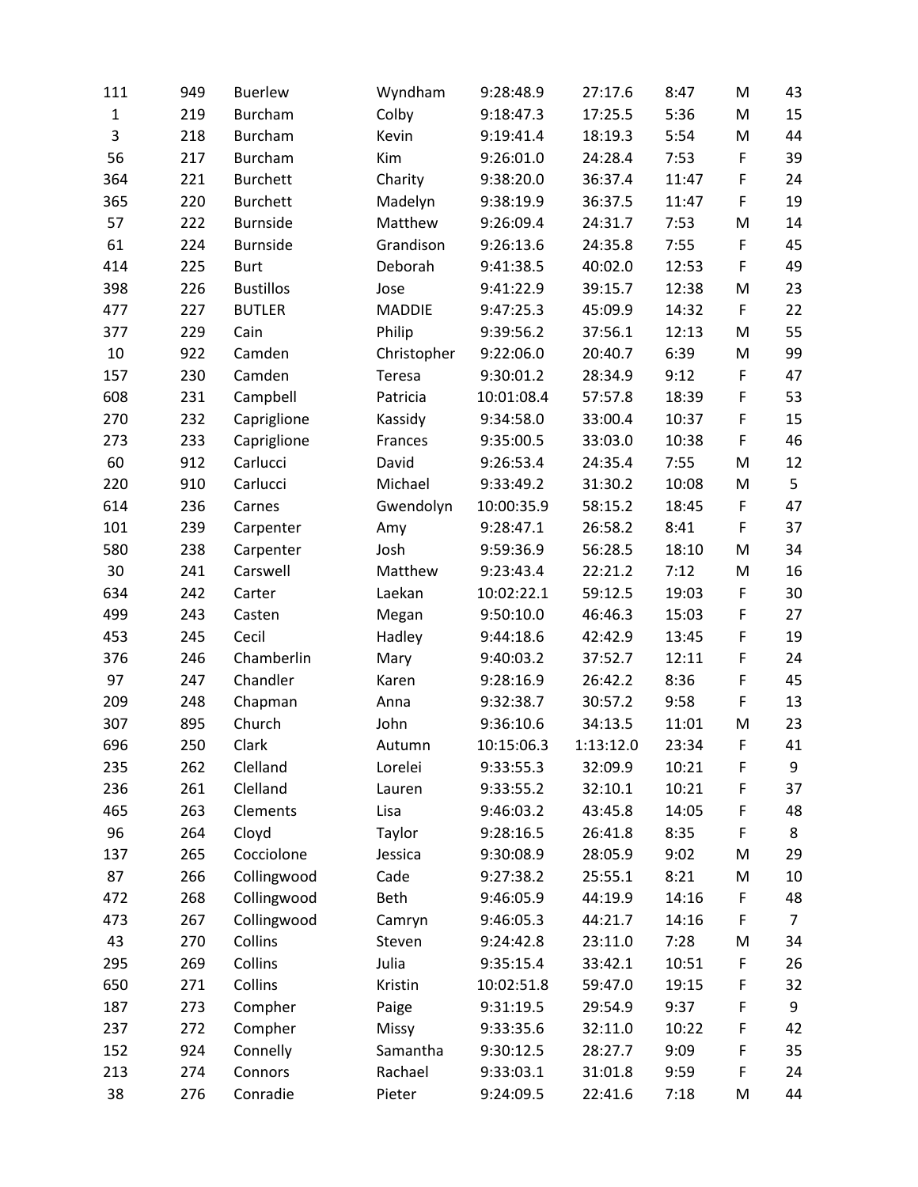| | | | | | | | | |
|---|---|---|---|---|---|---|---|---|
| 111 | 949 | Buerlew | Wyndham | 9:28:48.9 | 27:17.6 | 8:47 | M | 43 |
| 1 | 219 | Burcham | Colby | 9:18:47.3 | 17:25.5 | 5:36 | M | 15 |
| 3 | 218 | Burcham | Kevin | 9:19:41.4 | 18:19.3 | 5:54 | M | 44 |
| 56 | 217 | Burcham | Kim | 9:26:01.0 | 24:28.4 | 7:53 | F | 39 |
| 364 | 221 | Burchett | Charity | 9:38:20.0 | 36:37.4 | 11:47 | F | 24 |
| 365 | 220 | Burchett | Madelyn | 9:38:19.9 | 36:37.5 | 11:47 | F | 19 |
| 57 | 222 | Burnside | Matthew | 9:26:09.4 | 24:31.7 | 7:53 | M | 14 |
| 61 | 224 | Burnside | Grandison | 9:26:13.6 | 24:35.8 | 7:55 | F | 45 |
| 414 | 225 | Burt | Deborah | 9:41:38.5 | 40:02.0 | 12:53 | F | 49 |
| 398 | 226 | Bustillos | Jose | 9:41:22.9 | 39:15.7 | 12:38 | M | 23 |
| 477 | 227 | BUTLER | MADDIE | 9:47:25.3 | 45:09.9 | 14:32 | F | 22 |
| 377 | 229 | Cain | Philip | 9:39:56.2 | 37:56.1 | 12:13 | M | 55 |
| 10 | 922 | Camden | Christopher | 9:22:06.0 | 20:40.7 | 6:39 | M | 99 |
| 157 | 230 | Camden | Teresa | 9:30:01.2 | 28:34.9 | 9:12 | F | 47 |
| 608 | 231 | Campbell | Patricia | 10:01:08.4 | 57:57.8 | 18:39 | F | 53 |
| 270 | 232 | Capriglione | Kassidy | 9:34:58.0 | 33:00.4 | 10:37 | F | 15 |
| 273 | 233 | Capriglione | Frances | 9:35:00.5 | 33:03.0 | 10:38 | F | 46 |
| 60 | 912 | Carlucci | David | 9:26:53.4 | 24:35.4 | 7:55 | M | 12 |
| 220 | 910 | Carlucci | Michael | 9:33:49.2 | 31:30.2 | 10:08 | M | 5 |
| 614 | 236 | Carnes | Gwendolyn | 10:00:35.9 | 58:15.2 | 18:45 | F | 47 |
| 101 | 239 | Carpenter | Amy | 9:28:47.1 | 26:58.2 | 8:41 | F | 37 |
| 580 | 238 | Carpenter | Josh | 9:59:36.9 | 56:28.5 | 18:10 | M | 34 |
| 30 | 241 | Carswell | Matthew | 9:23:43.4 | 22:21.2 | 7:12 | M | 16 |
| 634 | 242 | Carter | Laekan | 10:02:22.1 | 59:12.5 | 19:03 | F | 30 |
| 499 | 243 | Casten | Megan | 9:50:10.0 | 46:46.3 | 15:03 | F | 27 |
| 453 | 245 | Cecil | Hadley | 9:44:18.6 | 42:42.9 | 13:45 | F | 19 |
| 376 | 246 | Chamberlin | Mary | 9:40:03.2 | 37:52.7 | 12:11 | F | 24 |
| 97 | 247 | Chandler | Karen | 9:28:16.9 | 26:42.2 | 8:36 | F | 45 |
| 209 | 248 | Chapman | Anna | 9:32:38.7 | 30:57.2 | 9:58 | F | 13 |
| 307 | 895 | Church | John | 9:36:10.6 | 34:13.5 | 11:01 | M | 23 |
| 696 | 250 | Clark | Autumn | 10:15:06.3 | 1:13:12.0 | 23:34 | F | 41 |
| 235 | 262 | Clelland | Lorelei | 9:33:55.3 | 32:09.9 | 10:21 | F | 9 |
| 236 | 261 | Clelland | Lauren | 9:33:55.2 | 32:10.1 | 10:21 | F | 37 |
| 465 | 263 | Clements | Lisa | 9:46:03.2 | 43:45.8 | 14:05 | F | 48 |
| 96 | 264 | Cloyd | Taylor | 9:28:16.5 | 26:41.8 | 8:35 | F | 8 |
| 137 | 265 | Cocciolone | Jessica | 9:30:08.9 | 28:05.9 | 9:02 | M | 29 |
| 87 | 266 | Collingwood | Cade | 9:27:38.2 | 25:55.1 | 8:21 | M | 10 |
| 472 | 268 | Collingwood | Beth | 9:46:05.9 | 44:19.9 | 14:16 | F | 48 |
| 473 | 267 | Collingwood | Camryn | 9:46:05.3 | 44:21.7 | 14:16 | F | 7 |
| 43 | 270 | Collins | Steven | 9:24:42.8 | 23:11.0 | 7:28 | M | 34 |
| 295 | 269 | Collins | Julia | 9:35:15.4 | 33:42.1 | 10:51 | F | 26 |
| 650 | 271 | Collins | Kristin | 10:02:51.8 | 59:47.0 | 19:15 | F | 32 |
| 187 | 273 | Compher | Paige | 9:31:19.5 | 29:54.9 | 9:37 | F | 9 |
| 237 | 272 | Compher | Missy | 9:33:35.6 | 32:11.0 | 10:22 | F | 42 |
| 152 | 924 | Connelly | Samantha | 9:30:12.5 | 28:27.7 | 9:09 | F | 35 |
| 213 | 274 | Connors | Rachael | 9:33:03.1 | 31:01.8 | 9:59 | F | 24 |
| 38 | 276 | Conradie | Pieter | 9:24:09.5 | 22:41.6 | 7:18 | M | 44 |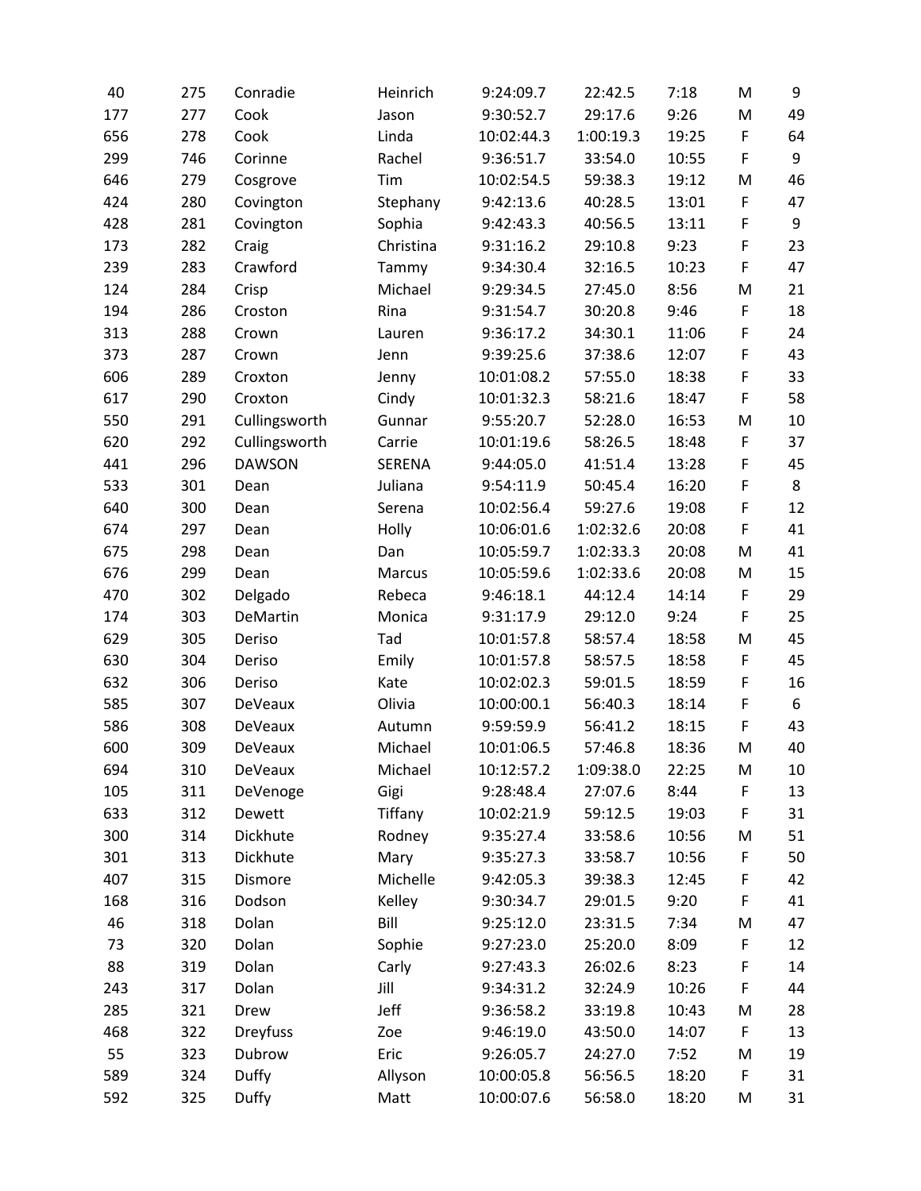| | | | | | | | | |
|---|---|---|---|---|---|---|---|---|
| 40 | 275 | Conradie | Heinrich | 9:24:09.7 | 22:42.5 | 7:18 | M | 9 |
| 177 | 277 | Cook | Jason | 9:30:52.7 | 29:17.6 | 9:26 | M | 49 |
| 656 | 278 | Cook | Linda | 10:02:44.3 | 1:00:19.3 | 19:25 | F | 64 |
| 299 | 746 | Corinne | Rachel | 9:36:51.7 | 33:54.0 | 10:55 | F | 9 |
| 646 | 279 | Cosgrove | Tim | 10:02:54.5 | 59:38.3 | 19:12 | M | 46 |
| 424 | 280 | Covington | Stephany | 9:42:13.6 | 40:28.5 | 13:01 | F | 47 |
| 428 | 281 | Covington | Sophia | 9:42:43.3 | 40:56.5 | 13:11 | F | 9 |
| 173 | 282 | Craig | Christina | 9:31:16.2 | 29:10.8 | 9:23 | F | 23 |
| 239 | 283 | Crawford | Tammy | 9:34:30.4 | 32:16.5 | 10:23 | F | 47 |
| 124 | 284 | Crisp | Michael | 9:29:34.5 | 27:45.0 | 8:56 | M | 21 |
| 194 | 286 | Croston | Rina | 9:31:54.7 | 30:20.8 | 9:46 | F | 18 |
| 313 | 288 | Crown | Lauren | 9:36:17.2 | 34:30.1 | 11:06 | F | 24 |
| 373 | 287 | Crown | Jenn | 9:39:25.6 | 37:38.6 | 12:07 | F | 43 |
| 606 | 289 | Croxton | Jenny | 10:01:08.2 | 57:55.0 | 18:38 | F | 33 |
| 617 | 290 | Croxton | Cindy | 10:01:32.3 | 58:21.6 | 18:47 | F | 58 |
| 550 | 291 | Cullingsworth | Gunnar | 9:55:20.7 | 52:28.0 | 16:53 | M | 10 |
| 620 | 292 | Cullingsworth | Carrie | 10:01:19.6 | 58:26.5 | 18:48 | F | 37 |
| 441 | 296 | DAWSON | SERENA | 9:44:05.0 | 41:51.4 | 13:28 | F | 45 |
| 533 | 301 | Dean | Juliana | 9:54:11.9 | 50:45.4 | 16:20 | F | 8 |
| 640 | 300 | Dean | Serena | 10:02:56.4 | 59:27.6 | 19:08 | F | 12 |
| 674 | 297 | Dean | Holly | 10:06:01.6 | 1:02:32.6 | 20:08 | F | 41 |
| 675 | 298 | Dean | Dan | 10:05:59.7 | 1:02:33.3 | 20:08 | M | 41 |
| 676 | 299 | Dean | Marcus | 10:05:59.6 | 1:02:33.6 | 20:08 | M | 15 |
| 470 | 302 | Delgado | Rebeca | 9:46:18.1 | 44:12.4 | 14:14 | F | 29 |
| 174 | 303 | DeMartin | Monica | 9:31:17.9 | 29:12.0 | 9:24 | F | 25 |
| 629 | 305 | Deriso | Tad | 10:01:57.8 | 58:57.4 | 18:58 | M | 45 |
| 630 | 304 | Deriso | Emily | 10:01:57.8 | 58:57.5 | 18:58 | F | 45 |
| 632 | 306 | Deriso | Kate | 10:02:02.3 | 59:01.5 | 18:59 | F | 16 |
| 585 | 307 | DeVeaux | Olivia | 10:00:00.1 | 56:40.3 | 18:14 | F | 6 |
| 586 | 308 | DeVeaux | Autumn | 9:59:59.9 | 56:41.2 | 18:15 | F | 43 |
| 600 | 309 | DeVeaux | Michael | 10:01:06.5 | 57:46.8 | 18:36 | M | 40 |
| 694 | 310 | DeVeaux | Michael | 10:12:57.2 | 1:09:38.0 | 22:25 | M | 10 |
| 105 | 311 | DeVenoge | Gigi | 9:28:48.4 | 27:07.6 | 8:44 | F | 13 |
| 633 | 312 | Dewett | Tiffany | 10:02:21.9 | 59:12.5 | 19:03 | F | 31 |
| 300 | 314 | Dickhute | Rodney | 9:35:27.4 | 33:58.6 | 10:56 | M | 51 |
| 301 | 313 | Dickhute | Mary | 9:35:27.3 | 33:58.7 | 10:56 | F | 50 |
| 407 | 315 | Dismore | Michelle | 9:42:05.3 | 39:38.3 | 12:45 | F | 42 |
| 168 | 316 | Dodson | Kelley | 9:30:34.7 | 29:01.5 | 9:20 | F | 41 |
| 46 | 318 | Dolan | Bill | 9:25:12.0 | 23:31.5 | 7:34 | M | 47 |
| 73 | 320 | Dolan | Sophie | 9:27:23.0 | 25:20.0 | 8:09 | F | 12 |
| 88 | 319 | Dolan | Carly | 9:27:43.3 | 26:02.6 | 8:23 | F | 14 |
| 243 | 317 | Dolan | Jill | 9:34:31.2 | 32:24.9 | 10:26 | F | 44 |
| 285 | 321 | Drew | Jeff | 9:36:58.2 | 33:19.8 | 10:43 | M | 28 |
| 468 | 322 | Dreyfuss | Zoe | 9:46:19.0 | 43:50.0 | 14:07 | F | 13 |
| 55 | 323 | Dubrow | Eric | 9:26:05.7 | 24:27.0 | 7:52 | M | 19 |
| 589 | 324 | Duffy | Allyson | 10:00:05.8 | 56:56.5 | 18:20 | F | 31 |
| 592 | 325 | Duffy | Matt | 10:00:07.6 | 56:58.0 | 18:20 | M | 31 |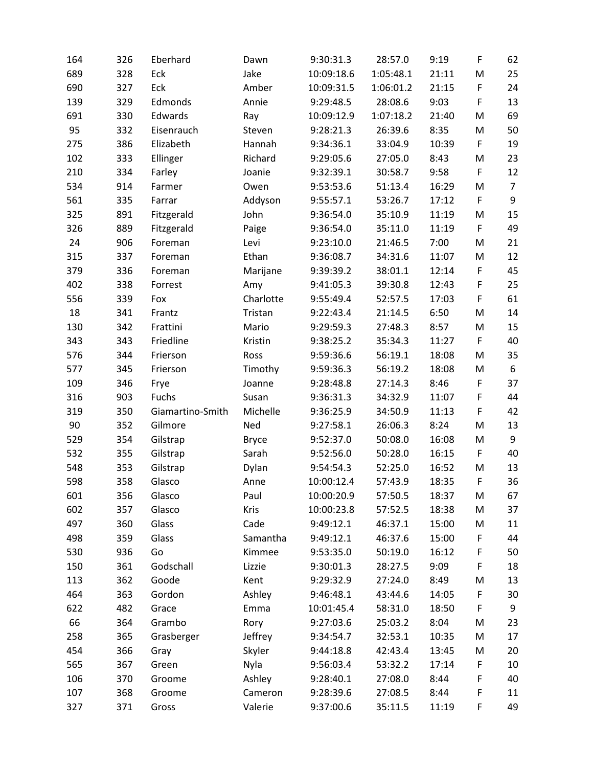| | | | | | | | | |
|---|---|---|---|---|---|---|---|---|
| 164 | 326 | Eberhard | Dawn | 9:30:31.3 | 28:57.0 | 9:19 | F | 62 |
| 689 | 328 | Eck | Jake | 10:09:18.6 | 1:05:48.1 | 21:11 | M | 25 |
| 690 | 327 | Eck | Amber | 10:09:31.5 | 1:06:01.2 | 21:15 | F | 24 |
| 139 | 329 | Edmonds | Annie | 9:29:48.5 | 28:08.6 | 9:03 | F | 13 |
| 691 | 330 | Edwards | Ray | 10:09:12.9 | 1:07:18.2 | 21:40 | M | 69 |
| 95 | 332 | Eisenrauch | Steven | 9:28:21.3 | 26:39.6 | 8:35 | M | 50 |
| 275 | 386 | Elizabeth | Hannah | 9:34:36.1 | 33:04.9 | 10:39 | F | 19 |
| 102 | 333 | Ellinger | Richard | 9:29:05.6 | 27:05.0 | 8:43 | M | 23 |
| 210 | 334 | Farley | Joanie | 9:32:39.1 | 30:58.7 | 9:58 | F | 12 |
| 534 | 914 | Farmer | Owen | 9:53:53.6 | 51:13.4 | 16:29 | M | 7 |
| 561 | 335 | Farrar | Addyson | 9:55:57.1 | 53:26.7 | 17:12 | F | 9 |
| 325 | 891 | Fitzgerald | John | 9:36:54.0 | 35:10.9 | 11:19 | M | 15 |
| 326 | 889 | Fitzgerald | Paige | 9:36:54.0 | 35:11.0 | 11:19 | F | 49 |
| 24 | 906 | Foreman | Levi | 9:23:10.0 | 21:46.5 | 7:00 | M | 21 |
| 315 | 337 | Foreman | Ethan | 9:36:08.7 | 34:31.6 | 11:07 | M | 12 |
| 379 | 336 | Foreman | Marijane | 9:39:39.2 | 38:01.1 | 12:14 | F | 45 |
| 402 | 338 | Forrest | Amy | 9:41:05.3 | 39:30.8 | 12:43 | F | 25 |
| 556 | 339 | Fox | Charlotte | 9:55:49.4 | 52:57.5 | 17:03 | F | 61 |
| 18 | 341 | Frantz | Tristan | 9:22:43.4 | 21:14.5 | 6:50 | M | 14 |
| 130 | 342 | Frattini | Mario | 9:29:59.3 | 27:48.3 | 8:57 | M | 15 |
| 343 | 343 | Friedline | Kristin | 9:38:25.2 | 35:34.3 | 11:27 | F | 40 |
| 576 | 344 | Frierson | Ross | 9:59:36.6 | 56:19.1 | 18:08 | M | 35 |
| 577 | 345 | Frierson | Timothy | 9:59:36.3 | 56:19.2 | 18:08 | M | 6 |
| 109 | 346 | Frye | Joanne | 9:28:48.8 | 27:14.3 | 8:46 | F | 37 |
| 316 | 903 | Fuchs | Susan | 9:36:31.3 | 34:32.9 | 11:07 | F | 44 |
| 319 | 350 | Giamartino-Smith | Michelle | 9:36:25.9 | 34:50.9 | 11:13 | F | 42 |
| 90 | 352 | Gilmore | Ned | 9:27:58.1 | 26:06.3 | 8:24 | M | 13 |
| 529 | 354 | Gilstrap | Bryce | 9:52:37.0 | 50:08.0 | 16:08 | M | 9 |
| 532 | 355 | Gilstrap | Sarah | 9:52:56.0 | 50:28.0 | 16:15 | F | 40 |
| 548 | 353 | Gilstrap | Dylan | 9:54:54.3 | 52:25.0 | 16:52 | M | 13 |
| 598 | 358 | Glasco | Anne | 10:00:12.4 | 57:43.9 | 18:35 | F | 36 |
| 601 | 356 | Glasco | Paul | 10:00:20.9 | 57:50.5 | 18:37 | M | 67 |
| 602 | 357 | Glasco | Kris | 10:00:23.8 | 57:52.5 | 18:38 | M | 37 |
| 497 | 360 | Glass | Cade | 9:49:12.1 | 46:37.1 | 15:00 | M | 11 |
| 498 | 359 | Glass | Samantha | 9:49:12.1 | 46:37.6 | 15:00 | F | 44 |
| 530 | 936 | Go | Kimmee | 9:53:35.0 | 50:19.0 | 16:12 | F | 50 |
| 150 | 361 | Godschall | Lizzie | 9:30:01.3 | 28:27.5 | 9:09 | F | 18 |
| 113 | 362 | Goode | Kent | 9:29:32.9 | 27:24.0 | 8:49 | M | 13 |
| 464 | 363 | Gordon | Ashley | 9:46:48.1 | 43:44.6 | 14:05 | F | 30 |
| 622 | 482 | Grace | Emma | 10:01:45.4 | 58:31.0 | 18:50 | F | 9 |
| 66 | 364 | Grambo | Rory | 9:27:03.6 | 25:03.2 | 8:04 | M | 23 |
| 258 | 365 | Grasberger | Jeffrey | 9:34:54.7 | 32:53.1 | 10:35 | M | 17 |
| 454 | 366 | Gray | Skyler | 9:44:18.8 | 42:43.4 | 13:45 | M | 20 |
| 565 | 367 | Green | Nyla | 9:56:03.4 | 53:32.2 | 17:14 | F | 10 |
| 106 | 370 | Groome | Ashley | 9:28:40.1 | 27:08.0 | 8:44 | F | 40 |
| 107 | 368 | Groome | Cameron | 9:28:39.6 | 27:08.5 | 8:44 | F | 11 |
| 327 | 371 | Gross | Valerie | 9:37:00.6 | 35:11.5 | 11:19 | F | 49 |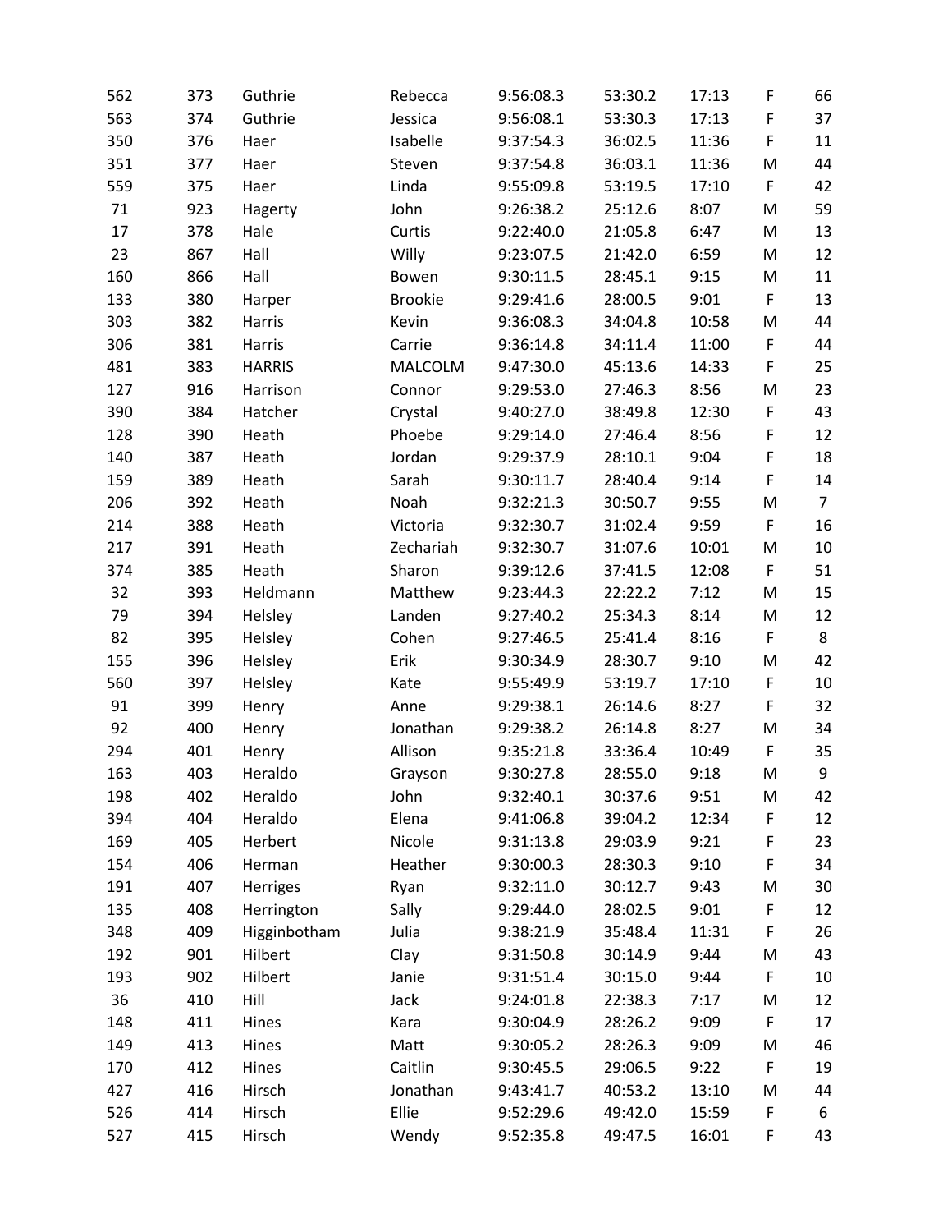| | | | | | | | | |
|---|---|---|---|---|---|---|---|---|
| 562 | 373 | Guthrie | Rebecca | 9:56:08.3 | 53:30.2 | 17:13 | F | 66 |
| 563 | 374 | Guthrie | Jessica | 9:56:08.1 | 53:30.3 | 17:13 | F | 37 |
| 350 | 376 | Haer | Isabelle | 9:37:54.3 | 36:02.5 | 11:36 | F | 11 |
| 351 | 377 | Haer | Steven | 9:37:54.8 | 36:03.1 | 11:36 | M | 44 |
| 559 | 375 | Haer | Linda | 9:55:09.8 | 53:19.5 | 17:10 | F | 42 |
| 71 | 923 | Hagerty | John | 9:26:38.2 | 25:12.6 | 8:07 | M | 59 |
| 17 | 378 | Hale | Curtis | 9:22:40.0 | 21:05.8 | 6:47 | M | 13 |
| 23 | 867 | Hall | Willy | 9:23:07.5 | 21:42.0 | 6:59 | M | 12 |
| 160 | 866 | Hall | Bowen | 9:30:11.5 | 28:45.1 | 9:15 | M | 11 |
| 133 | 380 | Harper | Brookie | 9:29:41.6 | 28:00.5 | 9:01 | F | 13 |
| 303 | 382 | Harris | Kevin | 9:36:08.3 | 34:04.8 | 10:58 | M | 44 |
| 306 | 381 | Harris | Carrie | 9:36:14.8 | 34:11.4 | 11:00 | F | 44 |
| 481 | 383 | HARRIS | MALCOLM | 9:47:30.0 | 45:13.6 | 14:33 | F | 25 |
| 127 | 916 | Harrison | Connor | 9:29:53.0 | 27:46.3 | 8:56 | M | 23 |
| 390 | 384 | Hatcher | Crystal | 9:40:27.0 | 38:49.8 | 12:30 | F | 43 |
| 128 | 390 | Heath | Phoebe | 9:29:14.0 | 27:46.4 | 8:56 | F | 12 |
| 140 | 387 | Heath | Jordan | 9:29:37.9 | 28:10.1 | 9:04 | F | 18 |
| 159 | 389 | Heath | Sarah | 9:30:11.7 | 28:40.4 | 9:14 | F | 14 |
| 206 | 392 | Heath | Noah | 9:32:21.3 | 30:50.7 | 9:55 | M | 7 |
| 214 | 388 | Heath | Victoria | 9:32:30.7 | 31:02.4 | 9:59 | F | 16 |
| 217 | 391 | Heath | Zechariah | 9:32:30.7 | 31:07.6 | 10:01 | M | 10 |
| 374 | 385 | Heath | Sharon | 9:39:12.6 | 37:41.5 | 12:08 | F | 51 |
| 32 | 393 | Heldmann | Matthew | 9:23:44.3 | 22:22.2 | 7:12 | M | 15 |
| 79 | 394 | Helsley | Landen | 9:27:40.2 | 25:34.3 | 8:14 | M | 12 |
| 82 | 395 | Helsley | Cohen | 9:27:46.5 | 25:41.4 | 8:16 | F | 8 |
| 155 | 396 | Helsley | Erik | 9:30:34.9 | 28:30.7 | 9:10 | M | 42 |
| 560 | 397 | Helsley | Kate | 9:55:49.9 | 53:19.7 | 17:10 | F | 10 |
| 91 | 399 | Henry | Anne | 9:29:38.1 | 26:14.6 | 8:27 | F | 32 |
| 92 | 400 | Henry | Jonathan | 9:29:38.2 | 26:14.8 | 8:27 | M | 34 |
| 294 | 401 | Henry | Allison | 9:35:21.8 | 33:36.4 | 10:49 | F | 35 |
| 163 | 403 | Heraldo | Grayson | 9:30:27.8 | 28:55.0 | 9:18 | M | 9 |
| 198 | 402 | Heraldo | John | 9:32:40.1 | 30:37.6 | 9:51 | M | 42 |
| 394 | 404 | Heraldo | Elena | 9:41:06.8 | 39:04.2 | 12:34 | F | 12 |
| 169 | 405 | Herbert | Nicole | 9:31:13.8 | 29:03.9 | 9:21 | F | 23 |
| 154 | 406 | Herman | Heather | 9:30:00.3 | 28:30.3 | 9:10 | F | 34 |
| 191 | 407 | Herriges | Ryan | 9:32:11.0 | 30:12.7 | 9:43 | M | 30 |
| 135 | 408 | Herrington | Sally | 9:29:44.0 | 28:02.5 | 9:01 | F | 12 |
| 348 | 409 | Higginbotham | Julia | 9:38:21.9 | 35:48.4 | 11:31 | F | 26 |
| 192 | 901 | Hilbert | Clay | 9:31:50.8 | 30:14.9 | 9:44 | M | 43 |
| 193 | 902 | Hilbert | Janie | 9:31:51.4 | 30:15.0 | 9:44 | F | 10 |
| 36 | 410 | Hill | Jack | 9:24:01.8 | 22:38.3 | 7:17 | M | 12 |
| 148 | 411 | Hines | Kara | 9:30:04.9 | 28:26.2 | 9:09 | F | 17 |
| 149 | 413 | Hines | Matt | 9:30:05.2 | 28:26.3 | 9:09 | M | 46 |
| 170 | 412 | Hines | Caitlin | 9:30:45.5 | 29:06.5 | 9:22 | F | 19 |
| 427 | 416 | Hirsch | Jonathan | 9:43:41.7 | 40:53.2 | 13:10 | M | 44 |
| 526 | 414 | Hirsch | Ellie | 9:52:29.6 | 49:42.0 | 15:59 | F | 6 |
| 527 | 415 | Hirsch | Wendy | 9:52:35.8 | 49:47.5 | 16:01 | F | 43 |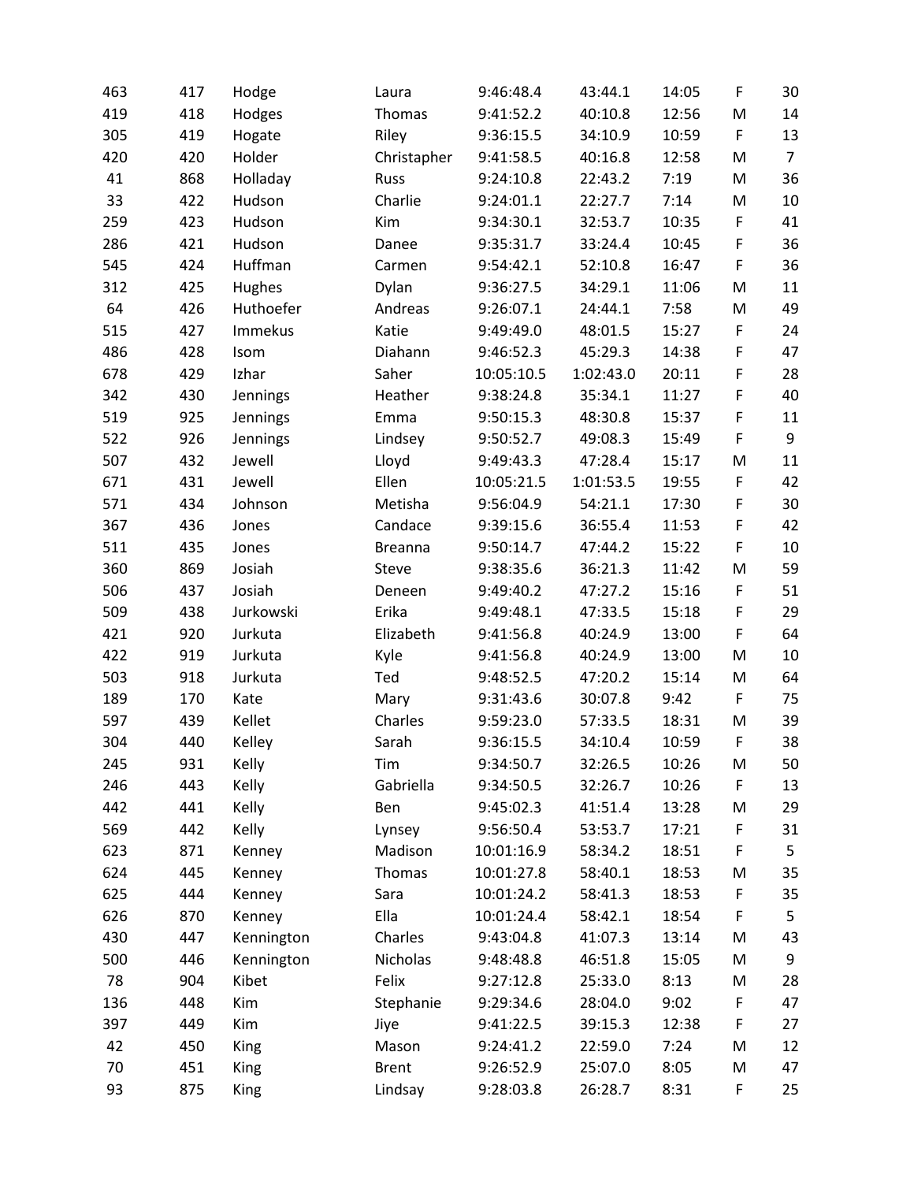| | | | | | | | | |
|---|---|---|---|---|---|---|---|---|
| 463 | 417 | Hodge | Laura | 9:46:48.4 | 43:44.1 | 14:05 | F | 30 |
| 419 | 418 | Hodges | Thomas | 9:41:52.2 | 40:10.8 | 12:56 | M | 14 |
| 305 | 419 | Hogate | Riley | 9:36:15.5 | 34:10.9 | 10:59 | F | 13 |
| 420 | 420 | Holder | Christapher | 9:41:58.5 | 40:16.8 | 12:58 | M | 7 |
| 41 | 868 | Holladay | Russ | 9:24:10.8 | 22:43.2 | 7:19 | M | 36 |
| 33 | 422 | Hudson | Charlie | 9:24:01.1 | 22:27.7 | 7:14 | M | 10 |
| 259 | 423 | Hudson | Kim | 9:34:30.1 | 32:53.7 | 10:35 | F | 41 |
| 286 | 421 | Hudson | Danee | 9:35:31.7 | 33:24.4 | 10:45 | F | 36 |
| 545 | 424 | Huffman | Carmen | 9:54:42.1 | 52:10.8 | 16:47 | F | 36 |
| 312 | 425 | Hughes | Dylan | 9:36:27.5 | 34:29.1 | 11:06 | M | 11 |
| 64 | 426 | Huthoefer | Andreas | 9:26:07.1 | 24:44.1 | 7:58 | M | 49 |
| 515 | 427 | Immekus | Katie | 9:49:49.0 | 48:01.5 | 15:27 | F | 24 |
| 486 | 428 | Isom | Diahann | 9:46:52.3 | 45:29.3 | 14:38 | F | 47 |
| 678 | 429 | Izhar | Saher | 10:05:10.5 | 1:02:43.0 | 20:11 | F | 28 |
| 342 | 430 | Jennings | Heather | 9:38:24.8 | 35:34.1 | 11:27 | F | 40 |
| 519 | 925 | Jennings | Emma | 9:50:15.3 | 48:30.8 | 15:37 | F | 11 |
| 522 | 926 | Jennings | Lindsey | 9:50:52.7 | 49:08.3 | 15:49 | F | 9 |
| 507 | 432 | Jewell | Lloyd | 9:49:43.3 | 47:28.4 | 15:17 | M | 11 |
| 671 | 431 | Jewell | Ellen | 10:05:21.5 | 1:01:53.5 | 19:55 | F | 42 |
| 571 | 434 | Johnson | Metisha | 9:56:04.9 | 54:21.1 | 17:30 | F | 30 |
| 367 | 436 | Jones | Candace | 9:39:15.6 | 36:55.4 | 11:53 | F | 42 |
| 511 | 435 | Jones | Breanna | 9:50:14.7 | 47:44.2 | 15:22 | F | 10 |
| 360 | 869 | Josiah | Steve | 9:38:35.6 | 36:21.3 | 11:42 | M | 59 |
| 506 | 437 | Josiah | Deneen | 9:49:40.2 | 47:27.2 | 15:16 | F | 51 |
| 509 | 438 | Jurkowski | Erika | 9:49:48.1 | 47:33.5 | 15:18 | F | 29 |
| 421 | 920 | Jurkuta | Elizabeth | 9:41:56.8 | 40:24.9 | 13:00 | F | 64 |
| 422 | 919 | Jurkuta | Kyle | 9:41:56.8 | 40:24.9 | 13:00 | M | 10 |
| 503 | 918 | Jurkuta | Ted | 9:48:52.5 | 47:20.2 | 15:14 | M | 64 |
| 189 | 170 | Kate | Mary | 9:31:43.6 | 30:07.8 | 9:42 | F | 75 |
| 597 | 439 | Kellet | Charles | 9:59:23.0 | 57:33.5 | 18:31 | M | 39 |
| 304 | 440 | Kelley | Sarah | 9:36:15.5 | 34:10.4 | 10:59 | F | 38 |
| 245 | 931 | Kelly | Tim | 9:34:50.7 | 32:26.5 | 10:26 | M | 50 |
| 246 | 443 | Kelly | Gabriella | 9:34:50.5 | 32:26.7 | 10:26 | F | 13 |
| 442 | 441 | Kelly | Ben | 9:45:02.3 | 41:51.4 | 13:28 | M | 29 |
| 569 | 442 | Kelly | Lynsey | 9:56:50.4 | 53:53.7 | 17:21 | F | 31 |
| 623 | 871 | Kenney | Madison | 10:01:16.9 | 58:34.2 | 18:51 | F | 5 |
| 624 | 445 | Kenney | Thomas | 10:01:27.8 | 58:40.1 | 18:53 | M | 35 |
| 625 | 444 | Kenney | Sara | 10:01:24.2 | 58:41.3 | 18:53 | F | 35 |
| 626 | 870 | Kenney | Ella | 10:01:24.4 | 58:42.1 | 18:54 | F | 5 |
| 430 | 447 | Kennington | Charles | 9:43:04.8 | 41:07.3 | 13:14 | M | 43 |
| 500 | 446 | Kennington | Nicholas | 9:48:48.8 | 46:51.8 | 15:05 | M | 9 |
| 78 | 904 | Kibet | Felix | 9:27:12.8 | 25:33.0 | 8:13 | M | 28 |
| 136 | 448 | Kim | Stephanie | 9:29:34.6 | 28:04.0 | 9:02 | F | 47 |
| 397 | 449 | Kim | Jiye | 9:41:22.5 | 39:15.3 | 12:38 | F | 27 |
| 42 | 450 | King | Mason | 9:24:41.2 | 22:59.0 | 7:24 | M | 12 |
| 70 | 451 | King | Brent | 9:26:52.9 | 25:07.0 | 8:05 | M | 47 |
| 93 | 875 | King | Lindsay | 9:28:03.8 | 26:28.7 | 8:31 | F | 25 |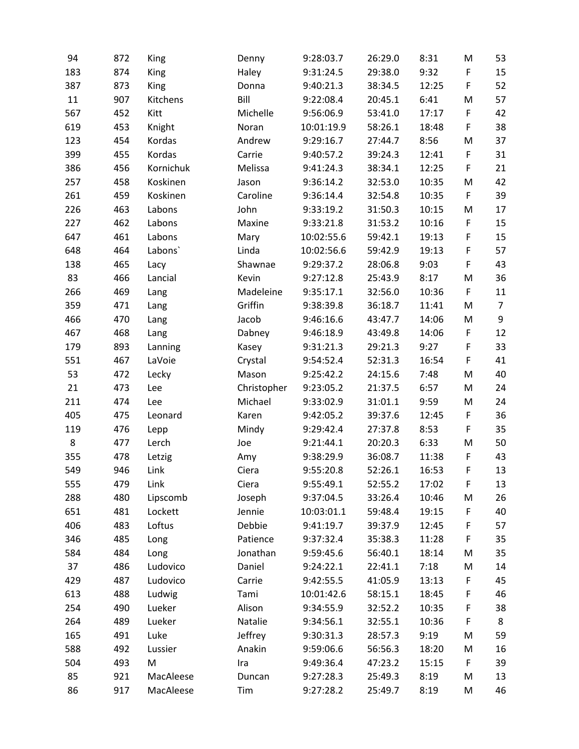|  |  |  |  |  |  |  |  |  |
|---|---|---|---|---|---|---|---|---|
| 94 | 872 | King | Denny | 9:28:03.7 | 26:29.0 | 8:31 | M | 53 |
| 183 | 874 | King | Haley | 9:31:24.5 | 29:38.0 | 9:32 | F | 15 |
| 387 | 873 | King | Donna | 9:40:21.3 | 38:34.5 | 12:25 | F | 52 |
| 11 | 907 | Kitchens | Bill | 9:22:08.4 | 20:45.1 | 6:41 | M | 57 |
| 567 | 452 | Kitt | Michelle | 9:56:06.9 | 53:41.0 | 17:17 | F | 42 |
| 619 | 453 | Knight | Noran | 10:01:19.9 | 58:26.1 | 18:48 | F | 38 |
| 123 | 454 | Kordas | Andrew | 9:29:16.7 | 27:44.7 | 8:56 | M | 37 |
| 399 | 455 | Kordas | Carrie | 9:40:57.2 | 39:24.3 | 12:41 | F | 31 |
| 386 | 456 | Kornichuk | Melissa | 9:41:24.3 | 38:34.1 | 12:25 | F | 21 |
| 257 | 458 | Koskinen | Jason | 9:36:14.2 | 32:53.0 | 10:35 | M | 42 |
| 261 | 459 | Koskinen | Caroline | 9:36:14.4 | 32:54.8 | 10:35 | F | 39 |
| 226 | 463 | Labons | John | 9:33:19.2 | 31:50.3 | 10:15 | M | 17 |
| 227 | 462 | Labons | Maxine | 9:33:21.8 | 31:53.2 | 10:16 | F | 15 |
| 647 | 461 | Labons | Mary | 10:02:55.6 | 59:42.1 | 19:13 | F | 15 |
| 648 | 464 | Labons` | Linda | 10:02:56.6 | 59:42.9 | 19:13 | F | 57 |
| 138 | 465 | Lacy | Shawnae | 9:29:37.2 | 28:06.8 | 9:03 | F | 43 |
| 83 | 466 | Lancial | Kevin | 9:27:12.8 | 25:43.9 | 8:17 | M | 36 |
| 266 | 469 | Lang | Madeleine | 9:35:17.1 | 32:56.0 | 10:36 | F | 11 |
| 359 | 471 | Lang | Griffin | 9:38:39.8 | 36:18.7 | 11:41 | M | 7 |
| 466 | 470 | Lang | Jacob | 9:46:16.6 | 43:47.7 | 14:06 | M | 9 |
| 467 | 468 | Lang | Dabney | 9:46:18.9 | 43:49.8 | 14:06 | F | 12 |
| 179 | 893 | Lanning | Kasey | 9:31:21.3 | 29:21.3 | 9:27 | F | 33 |
| 551 | 467 | LaVoie | Crystal | 9:54:52.4 | 52:31.3 | 16:54 | F | 41 |
| 53 | 472 | Lecky | Mason | 9:25:42.2 | 24:15.6 | 7:48 | M | 40 |
| 21 | 473 | Lee | Christopher | 9:23:05.2 | 21:37.5 | 6:57 | M | 24 |
| 211 | 474 | Lee | Michael | 9:33:02.9 | 31:01.1 | 9:59 | M | 24 |
| 405 | 475 | Leonard | Karen | 9:42:05.2 | 39:37.6 | 12:45 | F | 36 |
| 119 | 476 | Lepp | Mindy | 9:29:42.4 | 27:37.8 | 8:53 | F | 35 |
| 8 | 477 | Lerch | Joe | 9:21:44.1 | 20:20.3 | 6:33 | M | 50 |
| 355 | 478 | Letzig | Amy | 9:38:29.9 | 36:08.7 | 11:38 | F | 43 |
| 549 | 946 | Link | Ciera | 9:55:20.8 | 52:26.1 | 16:53 | F | 13 |
| 555 | 479 | Link | Ciera | 9:55:49.1 | 52:55.2 | 17:02 | F | 13 |
| 288 | 480 | Lipscomb | Joseph | 9:37:04.5 | 33:26.4 | 10:46 | M | 26 |
| 651 | 481 | Lockett | Jennie | 10:03:01.1 | 59:48.4 | 19:15 | F | 40 |
| 406 | 483 | Loftus | Debbie | 9:41:19.7 | 39:37.9 | 12:45 | F | 57 |
| 346 | 485 | Long | Patience | 9:37:32.4 | 35:38.3 | 11:28 | F | 35 |
| 584 | 484 | Long | Jonathan | 9:59:45.6 | 56:40.1 | 18:14 | M | 35 |
| 37 | 486 | Ludovico | Daniel | 9:24:22.1 | 22:41.1 | 7:18 | M | 14 |
| 429 | 487 | Ludovico | Carrie | 9:42:55.5 | 41:05.9 | 13:13 | F | 45 |
| 613 | 488 | Ludwig | Tami | 10:01:42.6 | 58:15.1 | 18:45 | F | 46 |
| 254 | 490 | Lueker | Alison | 9:34:55.9 | 32:52.2 | 10:35 | F | 38 |
| 264 | 489 | Lueker | Natalie | 9:34:56.1 | 32:55.1 | 10:36 | F | 8 |
| 165 | 491 | Luke | Jeffrey | 9:30:31.3 | 28:57.3 | 9:19 | M | 59 |
| 588 | 492 | Lussier | Anakin | 9:59:06.6 | 56:56.3 | 18:20 | M | 16 |
| 504 | 493 | M | Ira | 9:49:36.4 | 47:23.2 | 15:15 | F | 39 |
| 85 | 921 | MacAleese | Duncan | 9:27:28.3 | 25:49.3 | 8:19 | M | 13 |
| 86 | 917 | MacAleese | Tim | 9:27:28.2 | 25:49.7 | 8:19 | M | 46 |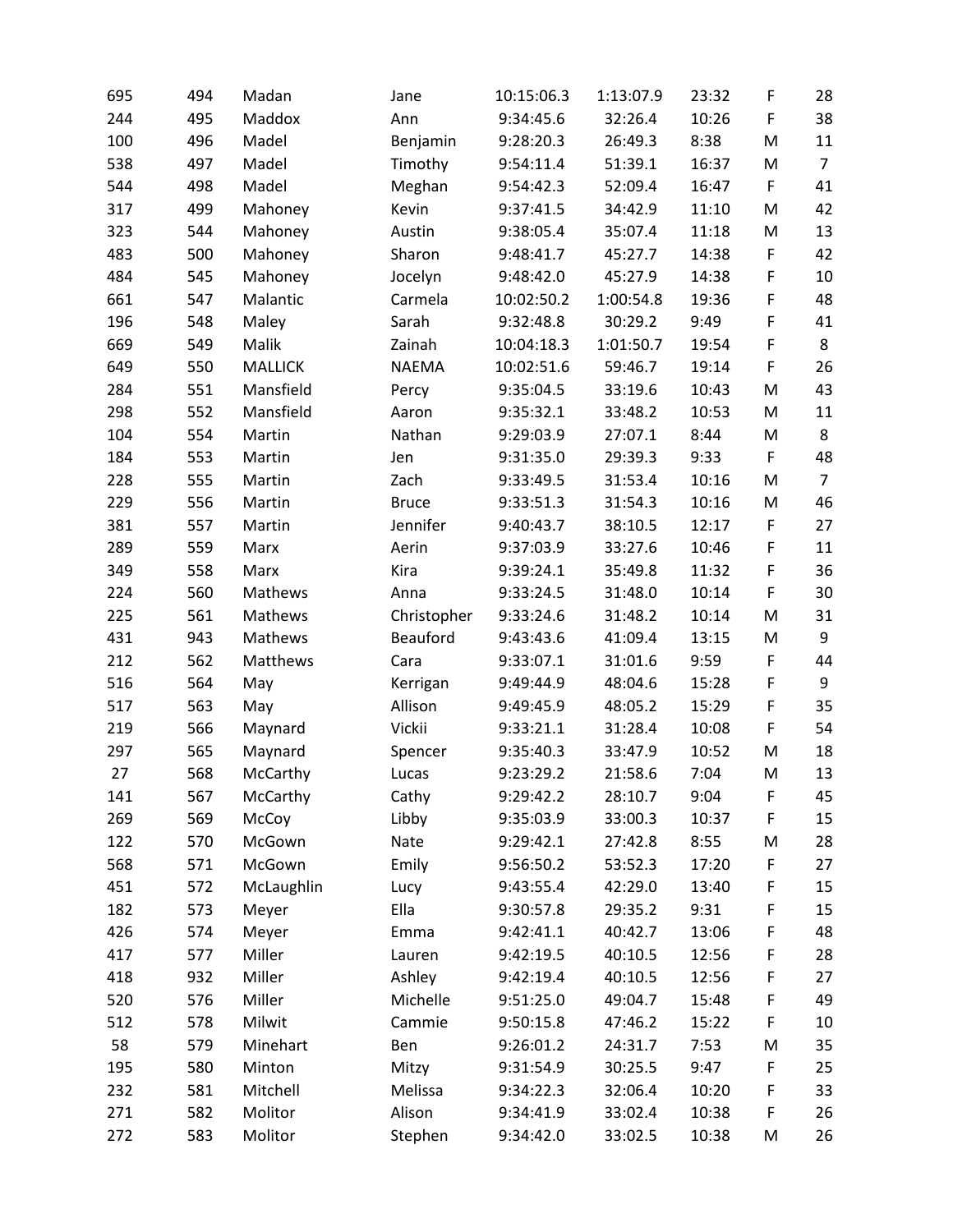| | | | | | | | | |
|---|---|---|---|---|---|---|---|---|
| 695 | 494 | Madan | Jane | 10:15:06.3 | 1:13:07.9 | 23:32 | F | 28 |
| 244 | 495 | Maddox | Ann | 9:34:45.6 | 32:26.4 | 10:26 | F | 38 |
| 100 | 496 | Madel | Benjamin | 9:28:20.3 | 26:49.3 | 8:38 | M | 11 |
| 538 | 497 | Madel | Timothy | 9:54:11.4 | 51:39.1 | 16:37 | M | 7 |
| 544 | 498 | Madel | Meghan | 9:54:42.3 | 52:09.4 | 16:47 | F | 41 |
| 317 | 499 | Mahoney | Kevin | 9:37:41.5 | 34:42.9 | 11:10 | M | 42 |
| 323 | 544 | Mahoney | Austin | 9:38:05.4 | 35:07.4 | 11:18 | M | 13 |
| 483 | 500 | Mahoney | Sharon | 9:48:41.7 | 45:27.7 | 14:38 | F | 42 |
| 484 | 545 | Mahoney | Jocelyn | 9:48:42.0 | 45:27.9 | 14:38 | F | 10 |
| 661 | 547 | Malantic | Carmela | 10:02:50.2 | 1:00:54.8 | 19:36 | F | 48 |
| 196 | 548 | Maley | Sarah | 9:32:48.8 | 30:29.2 | 9:49 | F | 41 |
| 669 | 549 | Malik | Zainah | 10:04:18.3 | 1:01:50.7 | 19:54 | F | 8 |
| 649 | 550 | MALLICK | NAEMA | 10:02:51.6 | 59:46.7 | 19:14 | F | 26 |
| 284 | 551 | Mansfield | Percy | 9:35:04.5 | 33:19.6 | 10:43 | M | 43 |
| 298 | 552 | Mansfield | Aaron | 9:35:32.1 | 33:48.2 | 10:53 | M | 11 |
| 104 | 554 | Martin | Nathan | 9:29:03.9 | 27:07.1 | 8:44 | M | 8 |
| 184 | 553 | Martin | Jen | 9:31:35.0 | 29:39.3 | 9:33 | F | 48 |
| 228 | 555 | Martin | Zach | 9:33:49.5 | 31:53.4 | 10:16 | M | 7 |
| 229 | 556 | Martin | Bruce | 9:33:51.3 | 31:54.3 | 10:16 | M | 46 |
| 381 | 557 | Martin | Jennifer | 9:40:43.7 | 38:10.5 | 12:17 | F | 27 |
| 289 | 559 | Marx | Aerin | 9:37:03.9 | 33:27.6 | 10:46 | F | 11 |
| 349 | 558 | Marx | Kira | 9:39:24.1 | 35:49.8 | 11:32 | F | 36 |
| 224 | 560 | Mathews | Anna | 9:33:24.5 | 31:48.0 | 10:14 | F | 30 |
| 225 | 561 | Mathews | Christopher | 9:33:24.6 | 31:48.2 | 10:14 | M | 31 |
| 431 | 943 | Mathews | Beauford | 9:43:43.6 | 41:09.4 | 13:15 | M | 9 |
| 212 | 562 | Matthews | Cara | 9:33:07.1 | 31:01.6 | 9:59 | F | 44 |
| 516 | 564 | May | Kerrigan | 9:49:44.9 | 48:04.6 | 15:28 | F | 9 |
| 517 | 563 | May | Allison | 9:49:45.9 | 48:05.2 | 15:29 | F | 35 |
| 219 | 566 | Maynard | Vickii | 9:33:21.1 | 31:28.4 | 10:08 | F | 54 |
| 297 | 565 | Maynard | Spencer | 9:35:40.3 | 33:47.9 | 10:52 | M | 18 |
| 27 | 568 | McCarthy | Lucas | 9:23:29.2 | 21:58.6 | 7:04 | M | 13 |
| 141 | 567 | McCarthy | Cathy | 9:29:42.2 | 28:10.7 | 9:04 | F | 45 |
| 269 | 569 | McCoy | Libby | 9:35:03.9 | 33:00.3 | 10:37 | F | 15 |
| 122 | 570 | McGown | Nate | 9:29:42.1 | 27:42.8 | 8:55 | M | 28 |
| 568 | 571 | McGown | Emily | 9:56:50.2 | 53:52.3 | 17:20 | F | 27 |
| 451 | 572 | McLaughlin | Lucy | 9:43:55.4 | 42:29.0 | 13:40 | F | 15 |
| 182 | 573 | Meyer | Ella | 9:30:57.8 | 29:35.2 | 9:31 | F | 15 |
| 426 | 574 | Meyer | Emma | 9:42:41.1 | 40:42.7 | 13:06 | F | 48 |
| 417 | 577 | Miller | Lauren | 9:42:19.5 | 40:10.5 | 12:56 | F | 28 |
| 418 | 932 | Miller | Ashley | 9:42:19.4 | 40:10.5 | 12:56 | F | 27 |
| 520 | 576 | Miller | Michelle | 9:51:25.0 | 49:04.7 | 15:48 | F | 49 |
| 512 | 578 | Milwit | Cammie | 9:50:15.8 | 47:46.2 | 15:22 | F | 10 |
| 58 | 579 | Minehart | Ben | 9:26:01.2 | 24:31.7 | 7:53 | M | 35 |
| 195 | 580 | Minton | Mitzy | 9:31:54.9 | 30:25.5 | 9:47 | F | 25 |
| 232 | 581 | Mitchell | Melissa | 9:34:22.3 | 32:06.4 | 10:20 | F | 33 |
| 271 | 582 | Molitor | Alison | 9:34:41.9 | 33:02.4 | 10:38 | F | 26 |
| 272 | 583 | Molitor | Stephen | 9:34:42.0 | 33:02.5 | 10:38 | M | 26 |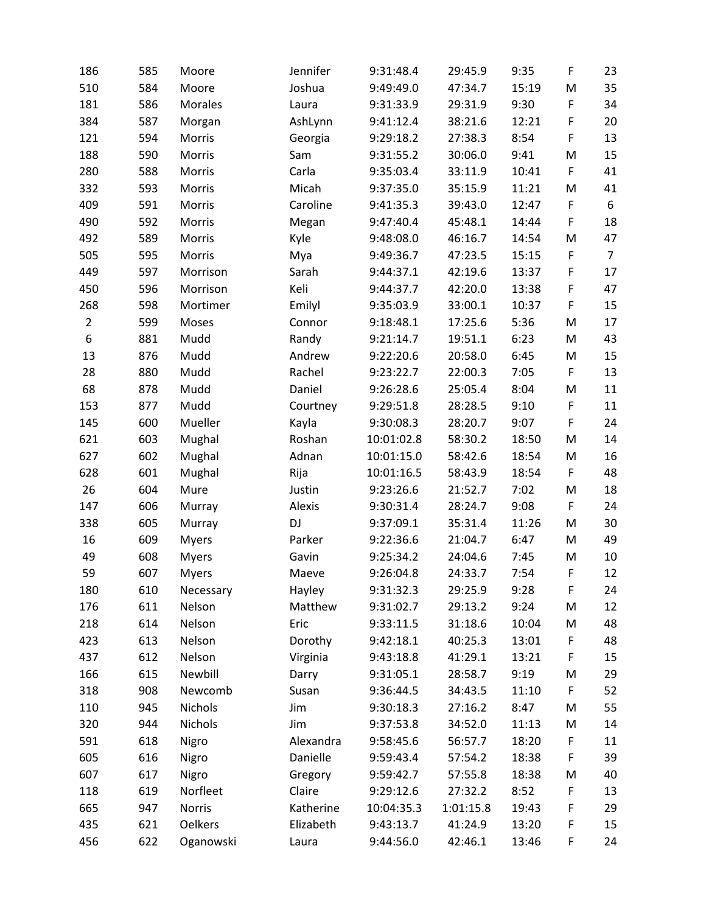| | | | | | | | | |
|---|---|---|---|---|---|---|---|---|
| 186 | 585 | Moore | Jennifer | 9:31:48.4 | 29:45.9 | 9:35 | F | 23 |
| 510 | 584 | Moore | Joshua | 9:49:49.0 | 47:34.7 | 15:19 | M | 35 |
| 181 | 586 | Morales | Laura | 9:31:33.9 | 29:31.9 | 9:30 | F | 34 |
| 384 | 587 | Morgan | AshLynn | 9:41:12.4 | 38:21.6 | 12:21 | F | 20 |
| 121 | 594 | Morris | Georgia | 9:29:18.2 | 27:38.3 | 8:54 | F | 13 |
| 188 | 590 | Morris | Sam | 9:31:55.2 | 30:06.0 | 9:41 | M | 15 |
| 280 | 588 | Morris | Carla | 9:35:03.4 | 33:11.9 | 10:41 | F | 41 |
| 332 | 593 | Morris | Micah | 9:37:35.0 | 35:15.9 | 11:21 | M | 41 |
| 409 | 591 | Morris | Caroline | 9:41:35.3 | 39:43.0 | 12:47 | F | 6 |
| 490 | 592 | Morris | Megan | 9:47:40.4 | 45:48.1 | 14:44 | F | 18 |
| 492 | 589 | Morris | Kyle | 9:48:08.0 | 46:16.7 | 14:54 | M | 47 |
| 505 | 595 | Morris | Mya | 9:49:36.7 | 47:23.5 | 15:15 | F | 7 |
| 449 | 597 | Morrison | Sarah | 9:44:37.1 | 42:19.6 | 13:37 | F | 17 |
| 450 | 596 | Morrison | Keli | 9:44:37.7 | 42:20.0 | 13:38 | F | 47 |
| 268 | 598 | Mortimer | Emilyl | 9:35:03.9 | 33:00.1 | 10:37 | F | 15 |
| 2 | 599 | Moses | Connor | 9:18:48.1 | 17:25.6 | 5:36 | M | 17 |
| 6 | 881 | Mudd | Randy | 9:21:14.7 | 19:51.1 | 6:23 | M | 43 |
| 13 | 876 | Mudd | Andrew | 9:22:20.6 | 20:58.0 | 6:45 | M | 15 |
| 28 | 880 | Mudd | Rachel | 9:23:22.7 | 22:00.3 | 7:05 | F | 13 |
| 68 | 878 | Mudd | Daniel | 9:26:28.6 | 25:05.4 | 8:04 | M | 11 |
| 153 | 877 | Mudd | Courtney | 9:29:51.8 | 28:28.5 | 9:10 | F | 11 |
| 145 | 600 | Mueller | Kayla | 9:30:08.3 | 28:20.7 | 9:07 | F | 24 |
| 621 | 603 | Mughal | Roshan | 10:01:02.8 | 58:30.2 | 18:50 | M | 14 |
| 627 | 602 | Mughal | Adnan | 10:01:15.0 | 58:42.6 | 18:54 | M | 16 |
| 628 | 601 | Mughal | Rija | 10:01:16.5 | 58:43.9 | 18:54 | F | 48 |
| 26 | 604 | Mure | Justin | 9:23:26.6 | 21:52.7 | 7:02 | M | 18 |
| 147 | 606 | Murray | Alexis | 9:30:31.4 | 28:24.7 | 9:08 | F | 24 |
| 338 | 605 | Murray | DJ | 9:37:09.1 | 35:31.4 | 11:26 | M | 30 |
| 16 | 609 | Myers | Parker | 9:22:36.6 | 21:04.7 | 6:47 | M | 49 |
| 49 | 608 | Myers | Gavin | 9:25:34.2 | 24:04.6 | 7:45 | M | 10 |
| 59 | 607 | Myers | Maeve | 9:26:04.8 | 24:33.7 | 7:54 | F | 12 |
| 180 | 610 | Necessary | Hayley | 9:31:32.3 | 29:25.9 | 9:28 | F | 24 |
| 176 | 611 | Nelson | Matthew | 9:31:02.7 | 29:13.2 | 9:24 | M | 12 |
| 218 | 614 | Nelson | Eric | 9:33:11.5 | 31:18.6 | 10:04 | M | 48 |
| 423 | 613 | Nelson | Dorothy | 9:42:18.1 | 40:25.3 | 13:01 | F | 48 |
| 437 | 612 | Nelson | Virginia | 9:43:18.8 | 41:29.1 | 13:21 | F | 15 |
| 166 | 615 | Newbill | Darry | 9:31:05.1 | 28:58.7 | 9:19 | M | 29 |
| 318 | 908 | Newcomb | Susan | 9:36:44.5 | 34:43.5 | 11:10 | F | 52 |
| 110 | 945 | Nichols | Jim | 9:30:18.3 | 27:16.2 | 8:47 | M | 55 |
| 320 | 944 | Nichols | Jim | 9:37:53.8 | 34:52.0 | 11:13 | M | 14 |
| 591 | 618 | Nigro | Alexandra | 9:58:45.6 | 56:57.7 | 18:20 | F | 11 |
| 605 | 616 | Nigro | Danielle | 9:59:43.4 | 57:54.2 | 18:38 | F | 39 |
| 607 | 617 | Nigro | Gregory | 9:59:42.7 | 57:55.8 | 18:38 | M | 40 |
| 118 | 619 | Norfleet | Claire | 9:29:12.6 | 27:32.2 | 8:52 | F | 13 |
| 665 | 947 | Norris | Katherine | 10:04:35.3 | 1:01:15.8 | 19:43 | F | 29 |
| 435 | 621 | Oelkers | Elizabeth | 9:43:13.7 | 41:24.9 | 13:20 | F | 15 |
| 456 | 622 | Oganowski | Laura | 9:44:56.0 | 42:46.1 | 13:46 | F | 24 |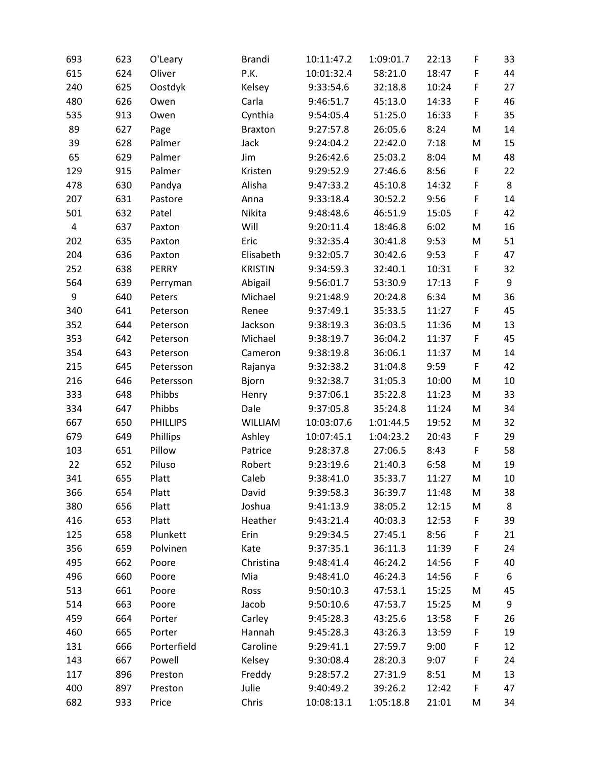| | | | | | | | | |
|---|---|---|---|---|---|---|---|---|
| 693 | 623 | O'Leary | Brandi | 10:11:47.2 | 1:09:01.7 | 22:13 | F | 33 |
| 615 | 624 | Oliver | P.K. | 10:01:32.4 | 58:21.0 | 18:47 | F | 44 |
| 240 | 625 | Oostdyk | Kelsey | 9:33:54.6 | 32:18.8 | 10:24 | F | 27 |
| 480 | 626 | Owen | Carla | 9:46:51.7 | 45:13.0 | 14:33 | F | 46 |
| 535 | 913 | Owen | Cynthia | 9:54:05.4 | 51:25.0 | 16:33 | F | 35 |
| 89 | 627 | Page | Braxton | 9:27:57.8 | 26:05.6 | 8:24 | M | 14 |
| 39 | 628 | Palmer | Jack | 9:24:04.2 | 22:42.0 | 7:18 | M | 15 |
| 65 | 629 | Palmer | Jim | 9:26:42.6 | 25:03.2 | 8:04 | M | 48 |
| 129 | 915 | Palmer | Kristen | 9:29:52.9 | 27:46.6 | 8:56 | F | 22 |
| 478 | 630 | Pandya | Alisha | 9:47:33.2 | 45:10.8 | 14:32 | F | 8 |
| 207 | 631 | Pastore | Anna | 9:33:18.4 | 30:52.2 | 9:56 | F | 14 |
| 501 | 632 | Patel | Nikita | 9:48:48.6 | 46:51.9 | 15:05 | F | 42 |
| 4 | 637 | Paxton | Will | 9:20:11.4 | 18:46.8 | 6:02 | M | 16 |
| 202 | 635 | Paxton | Eric | 9:32:35.4 | 30:41.8 | 9:53 | M | 51 |
| 204 | 636 | Paxton | Elisabeth | 9:32:05.7 | 30:42.6 | 9:53 | F | 47 |
| 252 | 638 | PERRY | KRISTIN | 9:34:59.3 | 32:40.1 | 10:31 | F | 32 |
| 564 | 639 | Perryman | Abigail | 9:56:01.7 | 53:30.9 | 17:13 | F | 9 |
| 9 | 640 | Peters | Michael | 9:21:48.9 | 20:24.8 | 6:34 | M | 36 |
| 340 | 641 | Peterson | Renee | 9:37:49.1 | 35:33.5 | 11:27 | F | 45 |
| 352 | 644 | Peterson | Jackson | 9:38:19.3 | 36:03.5 | 11:36 | M | 13 |
| 353 | 642 | Peterson | Michael | 9:38:19.7 | 36:04.2 | 11:37 | F | 45 |
| 354 | 643 | Peterson | Cameron | 9:38:19.8 | 36:06.1 | 11:37 | M | 14 |
| 215 | 645 | Petersson | Rajanya | 9:32:38.2 | 31:04.8 | 9:59 | F | 42 |
| 216 | 646 | Petersson | Bjorn | 9:32:38.7 | 31:05.3 | 10:00 | M | 10 |
| 333 | 648 | Phibbs | Henry | 9:37:06.1 | 35:22.8 | 11:23 | M | 33 |
| 334 | 647 | Phibbs | Dale | 9:37:05.8 | 35:24.8 | 11:24 | M | 34 |
| 667 | 650 | PHILLIPS | WILLIAM | 10:03:07.6 | 1:01:44.5 | 19:52 | M | 32 |
| 679 | 649 | Phillips | Ashley | 10:07:45.1 | 1:04:23.2 | 20:43 | F | 29 |
| 103 | 651 | Pillow | Patrice | 9:28:37.8 | 27:06.5 | 8:43 | F | 58 |
| 22 | 652 | Piluso | Robert | 9:23:19.6 | 21:40.3 | 6:58 | M | 19 |
| 341 | 655 | Platt | Caleb | 9:38:41.0 | 35:33.7 | 11:27 | M | 10 |
| 366 | 654 | Platt | David | 9:39:58.3 | 36:39.7 | 11:48 | M | 38 |
| 380 | 656 | Platt | Joshua | 9:41:13.9 | 38:05.2 | 12:15 | M | 8 |
| 416 | 653 | Platt | Heather | 9:43:21.4 | 40:03.3 | 12:53 | F | 39 |
| 125 | 658 | Plunkett | Erin | 9:29:34.5 | 27:45.1 | 8:56 | F | 21 |
| 356 | 659 | Polvinen | Kate | 9:37:35.1 | 36:11.3 | 11:39 | F | 24 |
| 495 | 662 | Poore | Christina | 9:48:41.4 | 46:24.2 | 14:56 | F | 40 |
| 496 | 660 | Poore | Mia | 9:48:41.0 | 46:24.3 | 14:56 | F | 6 |
| 513 | 661 | Poore | Ross | 9:50:10.3 | 47:53.1 | 15:25 | M | 45 |
| 514 | 663 | Poore | Jacob | 9:50:10.6 | 47:53.7 | 15:25 | M | 9 |
| 459 | 664 | Porter | Carley | 9:45:28.3 | 43:25.6 | 13:58 | F | 26 |
| 460 | 665 | Porter | Hannah | 9:45:28.3 | 43:26.3 | 13:59 | F | 19 |
| 131 | 666 | Porterfield | Caroline | 9:29:41.1 | 27:59.7 | 9:00 | F | 12 |
| 143 | 667 | Powell | Kelsey | 9:30:08.4 | 28:20.3 | 9:07 | F | 24 |
| 117 | 896 | Preston | Freddy | 9:28:57.2 | 27:31.9 | 8:51 | M | 13 |
| 400 | 897 | Preston | Julie | 9:40:49.2 | 39:26.2 | 12:42 | F | 47 |
| 682 | 933 | Price | Chris | 10:08:13.1 | 1:05:18.8 | 21:01 | M | 34 |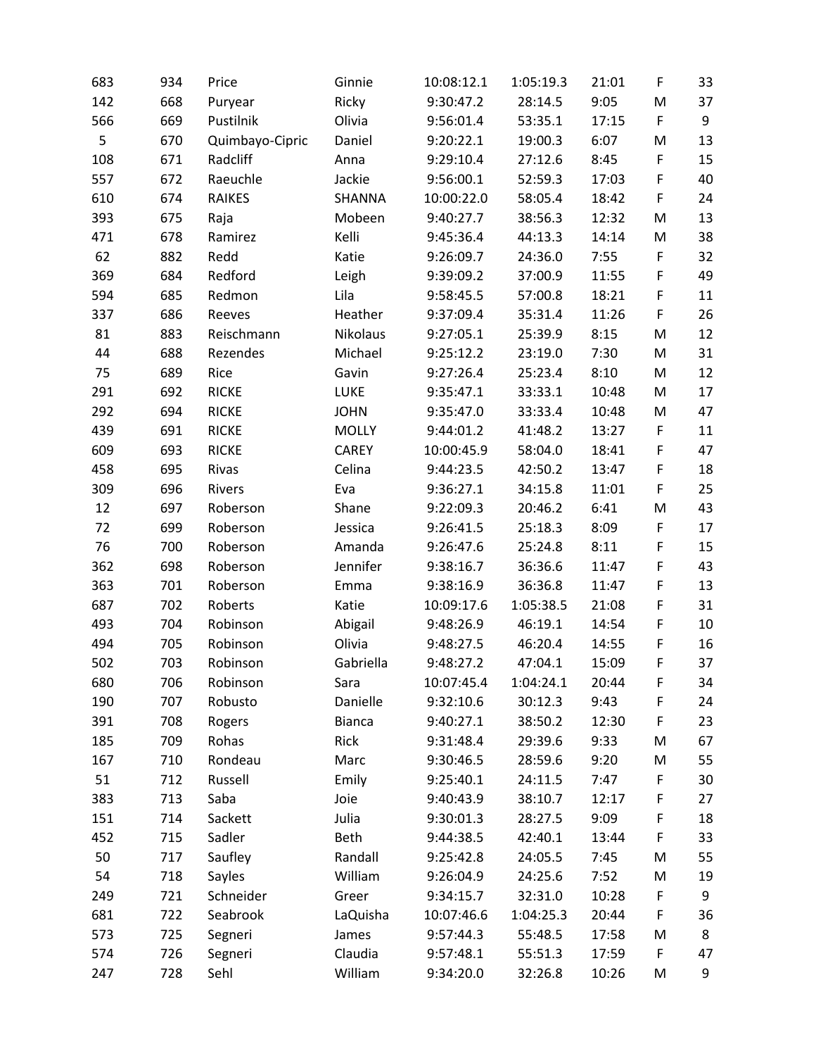| | | | | | | | | |
|---|---|---|---|---|---|---|---|---|
| 683 | 934 | Price | Ginnie | 10:08:12.1 | 1:05:19.3 | 21:01 | F | 33 |
| 142 | 668 | Puryear | Ricky | 9:30:47.2 | 28:14.5 | 9:05 | M | 37 |
| 566 | 669 | Pustilnik | Olivia | 9:56:01.4 | 53:35.1 | 17:15 | F | 9 |
| 5 | 670 | Quimbayo-Cipric | Daniel | 9:20:22.1 | 19:00.3 | 6:07 | M | 13 |
| 108 | 671 | Radcliff | Anna | 9:29:10.4 | 27:12.6 | 8:45 | F | 15 |
| 557 | 672 | Raeuchle | Jackie | 9:56:00.1 | 52:59.3 | 17:03 | F | 40 |
| 610 | 674 | RAIKES | SHANNA | 10:00:22.0 | 58:05.4 | 18:42 | F | 24 |
| 393 | 675 | Raja | Mobeen | 9:40:27.7 | 38:56.3 | 12:32 | M | 13 |
| 471 | 678 | Ramirez | Kelli | 9:45:36.4 | 44:13.3 | 14:14 | M | 38 |
| 62 | 882 | Redd | Katie | 9:26:09.7 | 24:36.0 | 7:55 | F | 32 |
| 369 | 684 | Redford | Leigh | 9:39:09.2 | 37:00.9 | 11:55 | F | 49 |
| 594 | 685 | Redmon | Lila | 9:58:45.5 | 57:00.8 | 18:21 | F | 11 |
| 337 | 686 | Reeves | Heather | 9:37:09.4 | 35:31.4 | 11:26 | F | 26 |
| 81 | 883 | Reischmann | Nikolaus | 9:27:05.1 | 25:39.9 | 8:15 | M | 12 |
| 44 | 688 | Rezendes | Michael | 9:25:12.2 | 23:19.0 | 7:30 | M | 31 |
| 75 | 689 | Rice | Gavin | 9:27:26.4 | 25:23.4 | 8:10 | M | 12 |
| 291 | 692 | RICKE | LUKE | 9:35:47.1 | 33:33.1 | 10:48 | M | 17 |
| 292 | 694 | RICKE | JOHN | 9:35:47.0 | 33:33.4 | 10:48 | M | 47 |
| 439 | 691 | RICKE | MOLLY | 9:44:01.2 | 41:48.2 | 13:27 | F | 11 |
| 609 | 693 | RICKE | CAREY | 10:00:45.9 | 58:04.0 | 18:41 | F | 47 |
| 458 | 695 | Rivas | Celina | 9:44:23.5 | 42:50.2 | 13:47 | F | 18 |
| 309 | 696 | Rivers | Eva | 9:36:27.1 | 34:15.8 | 11:01 | F | 25 |
| 12 | 697 | Roberson | Shane | 9:22:09.3 | 20:46.2 | 6:41 | M | 43 |
| 72 | 699 | Roberson | Jessica | 9:26:41.5 | 25:18.3 | 8:09 | F | 17 |
| 76 | 700 | Roberson | Amanda | 9:26:47.6 | 25:24.8 | 8:11 | F | 15 |
| 362 | 698 | Roberson | Jennifer | 9:38:16.7 | 36:36.6 | 11:47 | F | 43 |
| 363 | 701 | Roberson | Emma | 9:38:16.9 | 36:36.8 | 11:47 | F | 13 |
| 687 | 702 | Roberts | Katie | 10:09:17.6 | 1:05:38.5 | 21:08 | F | 31 |
| 493 | 704 | Robinson | Abigail | 9:48:26.9 | 46:19.1 | 14:54 | F | 10 |
| 494 | 705 | Robinson | Olivia | 9:48:27.5 | 46:20.4 | 14:55 | F | 16 |
| 502 | 703 | Robinson | Gabriella | 9:48:27.2 | 47:04.1 | 15:09 | F | 37 |
| 680 | 706 | Robinson | Sara | 10:07:45.4 | 1:04:24.1 | 20:44 | F | 34 |
| 190 | 707 | Robusto | Danielle | 9:32:10.6 | 30:12.3 | 9:43 | F | 24 |
| 391 | 708 | Rogers | Bianca | 9:40:27.1 | 38:50.2 | 12:30 | F | 23 |
| 185 | 709 | Rohas | Rick | 9:31:48.4 | 29:39.6 | 9:33 | M | 67 |
| 167 | 710 | Rondeau | Marc | 9:30:46.5 | 28:59.6 | 9:20 | M | 55 |
| 51 | 712 | Russell | Emily | 9:25:40.1 | 24:11.5 | 7:47 | F | 30 |
| 383 | 713 | Saba | Joie | 9:40:43.9 | 38:10.7 | 12:17 | F | 27 |
| 151 | 714 | Sackett | Julia | 9:30:01.3 | 28:27.5 | 9:09 | F | 18 |
| 452 | 715 | Sadler | Beth | 9:44:38.5 | 42:40.1 | 13:44 | F | 33 |
| 50 | 717 | Saufley | Randall | 9:25:42.8 | 24:05.5 | 7:45 | M | 55 |
| 54 | 718 | Sayles | William | 9:26:04.9 | 24:25.6 | 7:52 | M | 19 |
| 249 | 721 | Schneider | Greer | 9:34:15.7 | 32:31.0 | 10:28 | F | 9 |
| 681 | 722 | Seabrook | LaQuisha | 10:07:46.6 | 1:04:25.3 | 20:44 | F | 36 |
| 573 | 725 | Segneri | James | 9:57:44.3 | 55:48.5 | 17:58 | M | 8 |
| 574 | 726 | Segneri | Claudia | 9:57:48.1 | 55:51.3 | 17:59 | F | 47 |
| 247 | 728 | Sehl | William | 9:34:20.0 | 32:26.8 | 10:26 | M | 9 |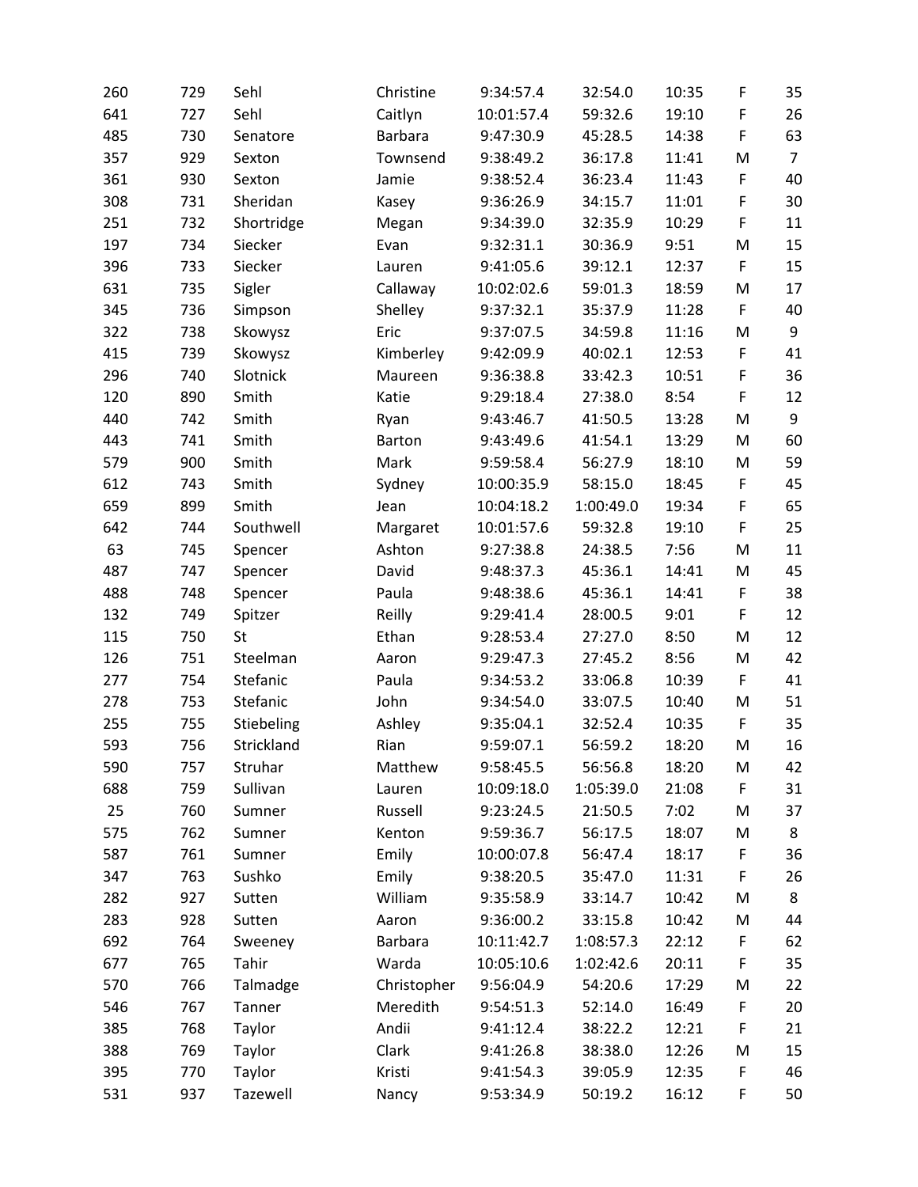| | | | | | | | | |
|---|---|---|---|---|---|---|---|---|
| 260 | 729 | Sehl | Christine | 9:34:57.4 | 32:54.0 | 10:35 | F | 35 |
| 641 | 727 | Sehl | Caitlyn | 10:01:57.4 | 59:32.6 | 19:10 | F | 26 |
| 485 | 730 | Senatore | Barbara | 9:47:30.9 | 45:28.5 | 14:38 | F | 63 |
| 357 | 929 | Sexton | Townsend | 9:38:49.2 | 36:17.8 | 11:41 | M | 7 |
| 361 | 930 | Sexton | Jamie | 9:38:52.4 | 36:23.4 | 11:43 | F | 40 |
| 308 | 731 | Sheridan | Kasey | 9:36:26.9 | 34:15.7 | 11:01 | F | 30 |
| 251 | 732 | Shortridge | Megan | 9:34:39.0 | 32:35.9 | 10:29 | F | 11 |
| 197 | 734 | Siecker | Evan | 9:32:31.1 | 30:36.9 | 9:51 | M | 15 |
| 396 | 733 | Siecker | Lauren | 9:41:05.6 | 39:12.1 | 12:37 | F | 15 |
| 631 | 735 | Sigler | Callaway | 10:02:02.6 | 59:01.3 | 18:59 | M | 17 |
| 345 | 736 | Simpson | Shelley | 9:37:32.1 | 35:37.9 | 11:28 | F | 40 |
| 322 | 738 | Skowysz | Eric | 9:37:07.5 | 34:59.8 | 11:16 | M | 9 |
| 415 | 739 | Skowysz | Kimberley | 9:42:09.9 | 40:02.1 | 12:53 | F | 41 |
| 296 | 740 | Slotnick | Maureen | 9:36:38.8 | 33:42.3 | 10:51 | F | 36 |
| 120 | 890 | Smith | Katie | 9:29:18.4 | 27:38.0 | 8:54 | F | 12 |
| 440 | 742 | Smith | Ryan | 9:43:46.7 | 41:50.5 | 13:28 | M | 9 |
| 443 | 741 | Smith | Barton | 9:43:49.6 | 41:54.1 | 13:29 | M | 60 |
| 579 | 900 | Smith | Mark | 9:59:58.4 | 56:27.9 | 18:10 | M | 59 |
| 612 | 743 | Smith | Sydney | 10:00:35.9 | 58:15.0 | 18:45 | F | 45 |
| 659 | 899 | Smith | Jean | 10:04:18.2 | 1:00:49.0 | 19:34 | F | 65 |
| 642 | 744 | Southwell | Margaret | 10:01:57.6 | 59:32.8 | 19:10 | F | 25 |
| 63 | 745 | Spencer | Ashton | 9:27:38.8 | 24:38.5 | 7:56 | M | 11 |
| 487 | 747 | Spencer | David | 9:48:37.3 | 45:36.1 | 14:41 | M | 45 |
| 488 | 748 | Spencer | Paula | 9:48:38.6 | 45:36.1 | 14:41 | F | 38 |
| 132 | 749 | Spitzer | Reilly | 9:29:41.4 | 28:00.5 | 9:01 | F | 12 |
| 115 | 750 | St | Ethan | 9:28:53.4 | 27:27.0 | 8:50 | M | 12 |
| 126 | 751 | Steelman | Aaron | 9:29:47.3 | 27:45.2 | 8:56 | M | 42 |
| 277 | 754 | Stefanic | Paula | 9:34:53.2 | 33:06.8 | 10:39 | F | 41 |
| 278 | 753 | Stefanic | John | 9:34:54.0 | 33:07.5 | 10:40 | M | 51 |
| 255 | 755 | Stiebeling | Ashley | 9:35:04.1 | 32:52.4 | 10:35 | F | 35 |
| 593 | 756 | Strickland | Rian | 9:59:07.1 | 56:59.2 | 18:20 | M | 16 |
| 590 | 757 | Struhar | Matthew | 9:58:45.5 | 56:56.8 | 18:20 | M | 42 |
| 688 | 759 | Sullivan | Lauren | 10:09:18.0 | 1:05:39.0 | 21:08 | F | 31 |
| 25 | 760 | Sumner | Russell | 9:23:24.5 | 21:50.5 | 7:02 | M | 37 |
| 575 | 762 | Sumner | Kenton | 9:59:36.7 | 56:17.5 | 18:07 | M | 8 |
| 587 | 761 | Sumner | Emily | 10:00:07.8 | 56:47.4 | 18:17 | F | 36 |
| 347 | 763 | Sushko | Emily | 9:38:20.5 | 35:47.0 | 11:31 | F | 26 |
| 282 | 927 | Sutten | William | 9:35:58.9 | 33:14.7 | 10:42 | M | 8 |
| 283 | 928 | Sutten | Aaron | 9:36:00.2 | 33:15.8 | 10:42 | M | 44 |
| 692 | 764 | Sweeney | Barbara | 10:11:42.7 | 1:08:57.3 | 22:12 | F | 62 |
| 677 | 765 | Tahir | Warda | 10:05:10.6 | 1:02:42.6 | 20:11 | F | 35 |
| 570 | 766 | Talmadge | Christopher | 9:56:04.9 | 54:20.6 | 17:29 | M | 22 |
| 546 | 767 | Tanner | Meredith | 9:54:51.3 | 52:14.0 | 16:49 | F | 20 |
| 385 | 768 | Taylor | Andii | 9:41:12.4 | 38:22.2 | 12:21 | F | 21 |
| 388 | 769 | Taylor | Clark | 9:41:26.8 | 38:38.0 | 12:26 | M | 15 |
| 395 | 770 | Taylor | Kristi | 9:41:54.3 | 39:05.9 | 12:35 | F | 46 |
| 531 | 937 | Tazewell | Nancy | 9:53:34.9 | 50:19.2 | 16:12 | F | 50 |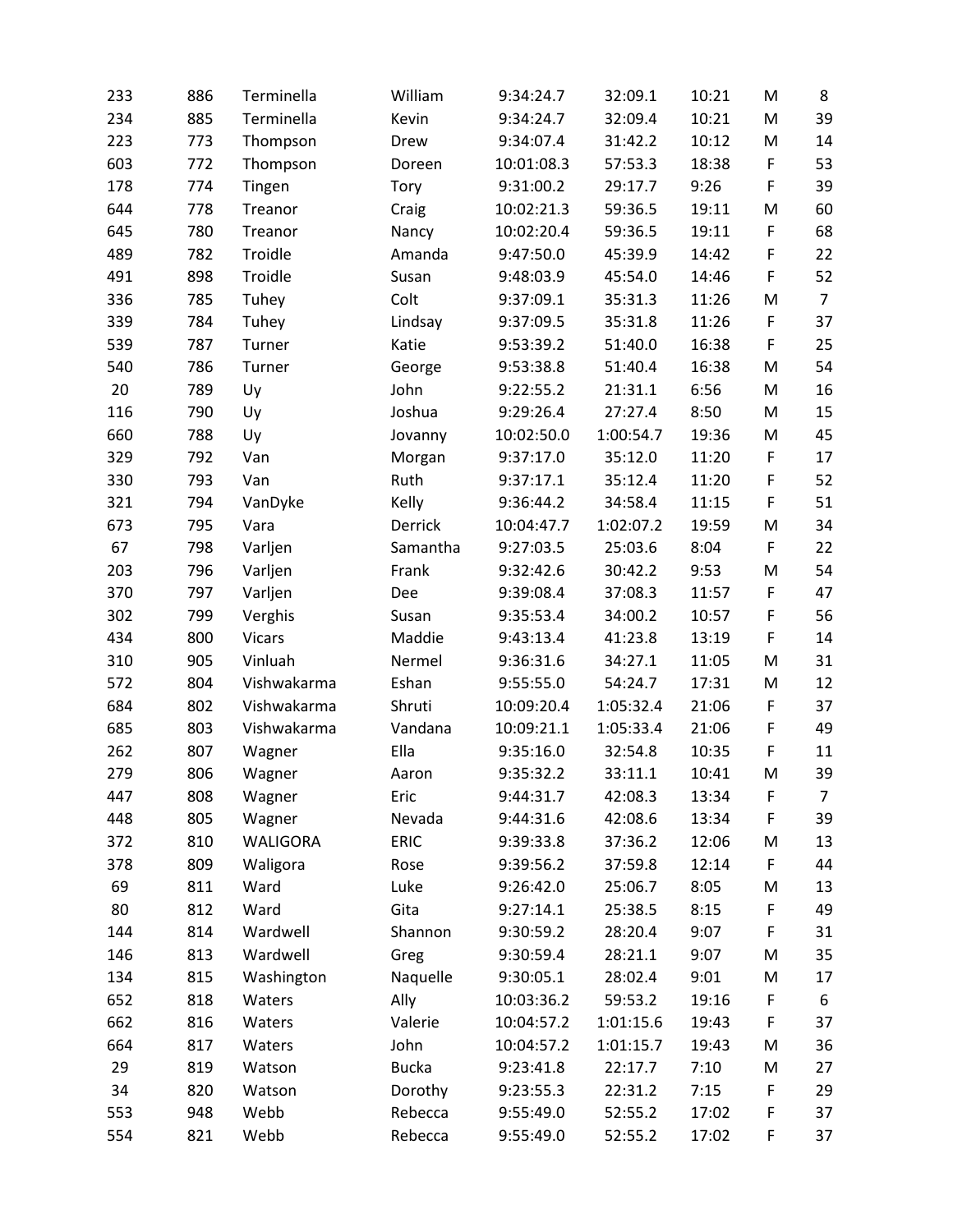| | | | | | | | | |
|---|---|---|---|---|---|---|---|---|
| 233 | 886 | Terminella | William | 9:34:24.7 | 32:09.1 | 10:21 | M | 8 |
| 234 | 885 | Terminella | Kevin | 9:34:24.7 | 32:09.4 | 10:21 | M | 39 |
| 223 | 773 | Thompson | Drew | 9:34:07.4 | 31:42.2 | 10:12 | M | 14 |
| 603 | 772 | Thompson | Doreen | 10:01:08.3 | 57:53.3 | 18:38 | F | 53 |
| 178 | 774 | Tingen | Tory | 9:31:00.2 | 29:17.7 | 9:26 | F | 39 |
| 644 | 778 | Treanor | Craig | 10:02:21.3 | 59:36.5 | 19:11 | M | 60 |
| 645 | 780 | Treanor | Nancy | 10:02:20.4 | 59:36.5 | 19:11 | F | 68 |
| 489 | 782 | Troidle | Amanda | 9:47:50.0 | 45:39.9 | 14:42 | F | 22 |
| 491 | 898 | Troidle | Susan | 9:48:03.9 | 45:54.0 | 14:46 | F | 52 |
| 336 | 785 | Tuhey | Colt | 9:37:09.1 | 35:31.3 | 11:26 | M | 7 |
| 339 | 784 | Tuhey | Lindsay | 9:37:09.5 | 35:31.8 | 11:26 | F | 37 |
| 539 | 787 | Turner | Katie | 9:53:39.2 | 51:40.0 | 16:38 | F | 25 |
| 540 | 786 | Turner | George | 9:53:38.8 | 51:40.4 | 16:38 | M | 54 |
| 20 | 789 | Uy | John | 9:22:55.2 | 21:31.1 | 6:56 | M | 16 |
| 116 | 790 | Uy | Joshua | 9:29:26.4 | 27:27.4 | 8:50 | M | 15 |
| 660 | 788 | Uy | Jovanny | 10:02:50.0 | 1:00:54.7 | 19:36 | M | 45 |
| 329 | 792 | Van | Morgan | 9:37:17.0 | 35:12.0 | 11:20 | F | 17 |
| 330 | 793 | Van | Ruth | 9:37:17.1 | 35:12.4 | 11:20 | F | 52 |
| 321 | 794 | VanDyke | Kelly | 9:36:44.2 | 34:58.4 | 11:15 | F | 51 |
| 673 | 795 | Vara | Derrick | 10:04:47.7 | 1:02:07.2 | 19:59 | M | 34 |
| 67 | 798 | Varljen | Samantha | 9:27:03.5 | 25:03.6 | 8:04 | F | 22 |
| 203 | 796 | Varljen | Frank | 9:32:42.6 | 30:42.2 | 9:53 | M | 54 |
| 370 | 797 | Varljen | Dee | 9:39:08.4 | 37:08.3 | 11:57 | F | 47 |
| 302 | 799 | Verghis | Susan | 9:35:53.4 | 34:00.2 | 10:57 | F | 56 |
| 434 | 800 | Vicars | Maddie | 9:43:13.4 | 41:23.8 | 13:19 | F | 14 |
| 310 | 905 | Vinluah | Nermel | 9:36:31.6 | 34:27.1 | 11:05 | M | 31 |
| 572 | 804 | Vishwakarma | Eshan | 9:55:55.0 | 54:24.7 | 17:31 | M | 12 |
| 684 | 802 | Vishwakarma | Shruti | 10:09:20.4 | 1:05:32.4 | 21:06 | F | 37 |
| 685 | 803 | Vishwakarma | Vandana | 10:09:21.1 | 1:05:33.4 | 21:06 | F | 49 |
| 262 | 807 | Wagner | Ella | 9:35:16.0 | 32:54.8 | 10:35 | F | 11 |
| 279 | 806 | Wagner | Aaron | 9:35:32.2 | 33:11.1 | 10:41 | M | 39 |
| 447 | 808 | Wagner | Eric | 9:44:31.7 | 42:08.3 | 13:34 | F | 7 |
| 448 | 805 | Wagner | Nevada | 9:44:31.6 | 42:08.6 | 13:34 | F | 39 |
| 372 | 810 | WALIGORA | ERIC | 9:39:33.8 | 37:36.2 | 12:06 | M | 13 |
| 378 | 809 | Waligora | Rose | 9:39:56.2 | 37:59.8 | 12:14 | F | 44 |
| 69 | 811 | Ward | Luke | 9:26:42.0 | 25:06.7 | 8:05 | M | 13 |
| 80 | 812 | Ward | Gita | 9:27:14.1 | 25:38.5 | 8:15 | F | 49 |
| 144 | 814 | Wardwell | Shannon | 9:30:59.2 | 28:20.4 | 9:07 | F | 31 |
| 146 | 813 | Wardwell | Greg | 9:30:59.4 | 28:21.1 | 9:07 | M | 35 |
| 134 | 815 | Washington | Naquelle | 9:30:05.1 | 28:02.4 | 9:01 | M | 17 |
| 652 | 818 | Waters | Ally | 10:03:36.2 | 59:53.2 | 19:16 | F | 6 |
| 662 | 816 | Waters | Valerie | 10:04:57.2 | 1:01:15.6 | 19:43 | F | 37 |
| 664 | 817 | Waters | John | 10:04:57.2 | 1:01:15.7 | 19:43 | M | 36 |
| 29 | 819 | Watson | Bucka | 9:23:41.8 | 22:17.7 | 7:10 | M | 27 |
| 34 | 820 | Watson | Dorothy | 9:23:55.3 | 22:31.2 | 7:15 | F | 29 |
| 553 | 948 | Webb | Rebecca | 9:55:49.0 | 52:55.2 | 17:02 | F | 37 |
| 554 | 821 | Webb | Rebecca | 9:55:49.0 | 52:55.2 | 17:02 | F | 37 |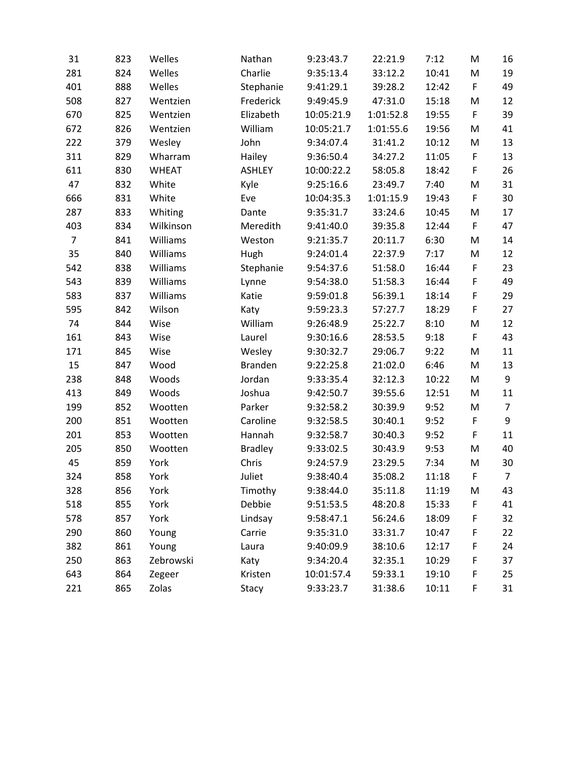| | | | | | | | | |
|---|---|---|---|---|---|---|---|---|
| 31 | 823 | Welles | Nathan | 9:23:43.7 | 22:21.9 | 7:12 | M | 16 |
| 281 | 824 | Welles | Charlie | 9:35:13.4 | 33:12.2 | 10:41 | M | 19 |
| 401 | 888 | Welles | Stephanie | 9:41:29.1 | 39:28.2 | 12:42 | F | 49 |
| 508 | 827 | Wentzien | Frederick | 9:49:45.9 | 47:31.0 | 15:18 | M | 12 |
| 670 | 825 | Wentzien | Elizabeth | 10:05:21.9 | 1:01:52.8 | 19:55 | F | 39 |
| 672 | 826 | Wentzien | William | 10:05:21.7 | 1:01:55.6 | 19:56 | M | 41 |
| 222 | 379 | Wesley | John | 9:34:07.4 | 31:41.2 | 10:12 | M | 13 |
| 311 | 829 | Wharram | Hailey | 9:36:50.4 | 34:27.2 | 11:05 | F | 13 |
| 611 | 830 | WHEAT | ASHLEY | 10:00:22.2 | 58:05.8 | 18:42 | F | 26 |
| 47 | 832 | White | Kyle | 9:25:16.6 | 23:49.7 | 7:40 | M | 31 |
| 666 | 831 | White | Eve | 10:04:35.3 | 1:01:15.9 | 19:43 | F | 30 |
| 287 | 833 | Whiting | Dante | 9:35:31.7 | 33:24.6 | 10:45 | M | 17 |
| 403 | 834 | Wilkinson | Meredith | 9:41:40.0 | 39:35.8 | 12:44 | F | 47 |
| 7 | 841 | Williams | Weston | 9:21:35.7 | 20:11.7 | 6:30 | M | 14 |
| 35 | 840 | Williams | Hugh | 9:24:01.4 | 22:37.9 | 7:17 | M | 12 |
| 542 | 838 | Williams | Stephanie | 9:54:37.6 | 51:58.0 | 16:44 | F | 23 |
| 543 | 839 | Williams | Lynne | 9:54:38.0 | 51:58.3 | 16:44 | F | 49 |
| 583 | 837 | Williams | Katie | 9:59:01.8 | 56:39.1 | 18:14 | F | 29 |
| 595 | 842 | Wilson | Katy | 9:59:23.3 | 57:27.7 | 18:29 | F | 27 |
| 74 | 844 | Wise | William | 9:26:48.9 | 25:22.7 | 8:10 | M | 12 |
| 161 | 843 | Wise | Laurel | 9:30:16.6 | 28:53.5 | 9:18 | F | 43 |
| 171 | 845 | Wise | Wesley | 9:30:32.7 | 29:06.7 | 9:22 | M | 11 |
| 15 | 847 | Wood | Branden | 9:22:25.8 | 21:02.0 | 6:46 | M | 13 |
| 238 | 848 | Woods | Jordan | 9:33:35.4 | 32:12.3 | 10:22 | M | 9 |
| 413 | 849 | Woods | Joshua | 9:42:50.7 | 39:55.6 | 12:51 | M | 11 |
| 199 | 852 | Wootten | Parker | 9:32:58.2 | 30:39.9 | 9:52 | M | 7 |
| 200 | 851 | Wootten | Caroline | 9:32:58.5 | 30:40.1 | 9:52 | F | 9 |
| 201 | 853 | Wootten | Hannah | 9:32:58.7 | 30:40.3 | 9:52 | F | 11 |
| 205 | 850 | Wootten | Bradley | 9:33:02.5 | 30:43.9 | 9:53 | M | 40 |
| 45 | 859 | York | Chris | 9:24:57.9 | 23:29.5 | 7:34 | M | 30 |
| 324 | 858 | York | Juliet | 9:38:40.4 | 35:08.2 | 11:18 | F | 7 |
| 328 | 856 | York | Timothy | 9:38:44.0 | 35:11.8 | 11:19 | M | 43 |
| 518 | 855 | York | Debbie | 9:51:53.5 | 48:20.8 | 15:33 | F | 41 |
| 578 | 857 | York | Lindsay | 9:58:47.1 | 56:24.6 | 18:09 | F | 32 |
| 290 | 860 | Young | Carrie | 9:35:31.0 | 33:31.7 | 10:47 | F | 22 |
| 382 | 861 | Young | Laura | 9:40:09.9 | 38:10.6 | 12:17 | F | 24 |
| 250 | 863 | Zebrowski | Katy | 9:34:20.4 | 32:35.1 | 10:29 | F | 37 |
| 643 | 864 | Zegeer | Kristen | 10:01:57.4 | 59:33.1 | 19:10 | F | 25 |
| 221 | 865 | Zolas | Stacy | 9:33:23.7 | 31:38.6 | 10:11 | F | 31 |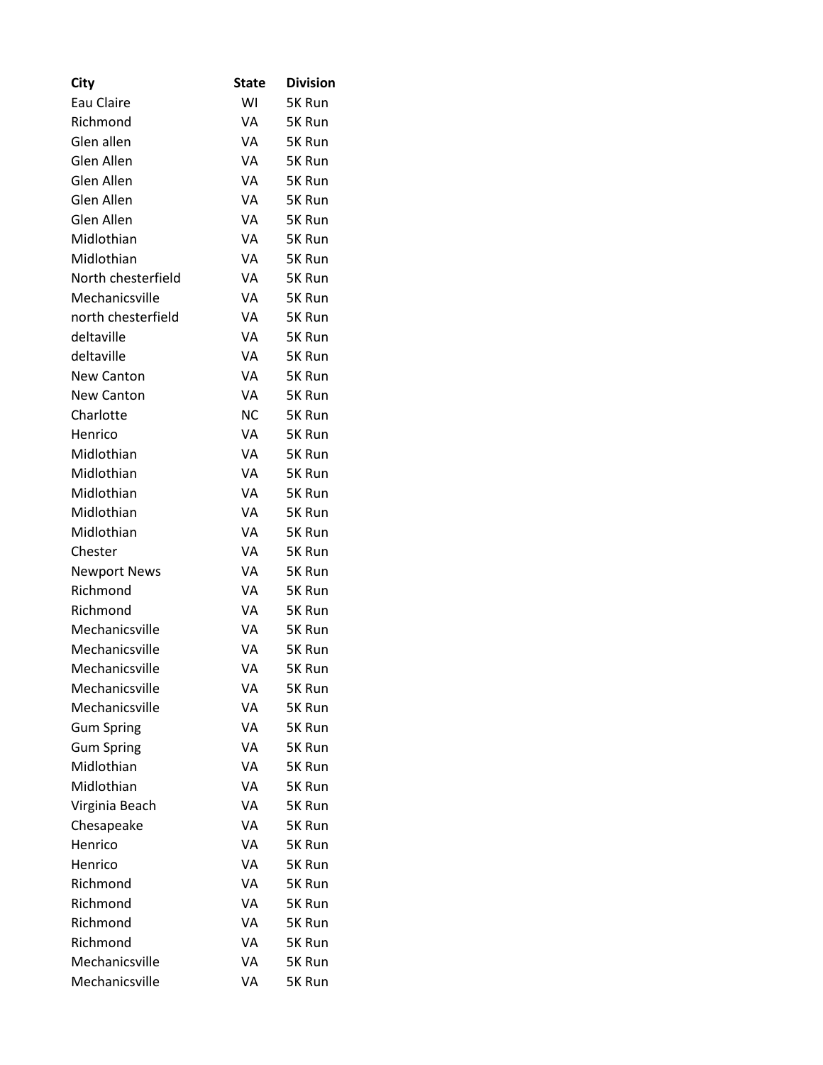| City | State | Division |
| --- | --- | --- |
| Eau Claire | WI | 5K Run |
| Richmond | VA | 5K Run |
| Glen allen | VA | 5K Run |
| Glen Allen | VA | 5K Run |
| Glen Allen | VA | 5K Run |
| Glen Allen | VA | 5K Run |
| Glen Allen | VA | 5K Run |
| Midlothian | VA | 5K Run |
| Midlothian | VA | 5K Run |
| North chesterfield | VA | 5K Run |
| Mechanicsville | VA | 5K Run |
| north chesterfield | VA | 5K Run |
| deltaville | VA | 5K Run |
| deltaville | VA | 5K Run |
| New Canton | VA | 5K Run |
| New Canton | VA | 5K Run |
| Charlotte | NC | 5K Run |
| Henrico | VA | 5K Run |
| Midlothian | VA | 5K Run |
| Midlothian | VA | 5K Run |
| Midlothian | VA | 5K Run |
| Midlothian | VA | 5K Run |
| Midlothian | VA | 5K Run |
| Chester | VA | 5K Run |
| Newport News | VA | 5K Run |
| Richmond | VA | 5K Run |
| Richmond | VA | 5K Run |
| Mechanicsville | VA | 5K Run |
| Mechanicsville | VA | 5K Run |
| Mechanicsville | VA | 5K Run |
| Mechanicsville | VA | 5K Run |
| Mechanicsville | VA | 5K Run |
| Gum Spring | VA | 5K Run |
| Gum Spring | VA | 5K Run |
| Midlothian | VA | 5K Run |
| Midlothian | VA | 5K Run |
| Virginia Beach | VA | 5K Run |
| Chesapeake | VA | 5K Run |
| Henrico | VA | 5K Run |
| Henrico | VA | 5K Run |
| Richmond | VA | 5K Run |
| Richmond | VA | 5K Run |
| Richmond | VA | 5K Run |
| Richmond | VA | 5K Run |
| Mechanicsville | VA | 5K Run |
| Mechanicsville | VA | 5K Run |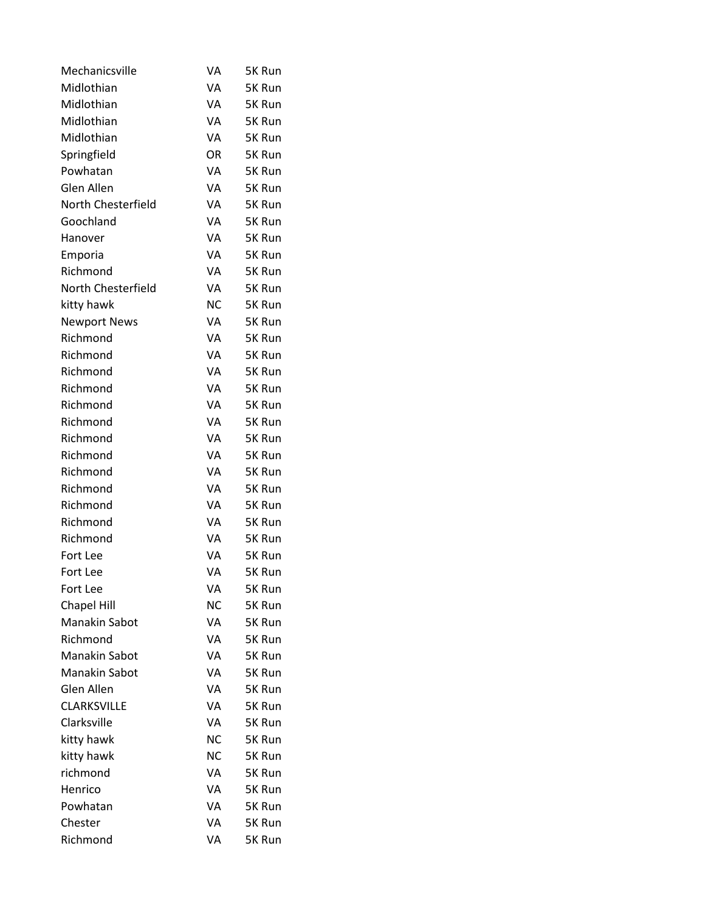| | | |
|---|---|---|
| Mechanicsville | VA | 5K Run |
| Midlothian | VA | 5K Run |
| Midlothian | VA | 5K Run |
| Midlothian | VA | 5K Run |
| Midlothian | VA | 5K Run |
| Springfield | OR | 5K Run |
| Powhatan | VA | 5K Run |
| Glen Allen | VA | 5K Run |
| North Chesterfield | VA | 5K Run |
| Goochland | VA | 5K Run |
| Hanover | VA | 5K Run |
| Emporia | VA | 5K Run |
| Richmond | VA | 5K Run |
| North Chesterfield | VA | 5K Run |
| kitty hawk | NC | 5K Run |
| Newport News | VA | 5K Run |
| Richmond | VA | 5K Run |
| Richmond | VA | 5K Run |
| Richmond | VA | 5K Run |
| Richmond | VA | 5K Run |
| Richmond | VA | 5K Run |
| Richmond | VA | 5K Run |
| Richmond | VA | 5K Run |
| Richmond | VA | 5K Run |
| Richmond | VA | 5K Run |
| Richmond | VA | 5K Run |
| Richmond | VA | 5K Run |
| Richmond | VA | 5K Run |
| Richmond | VA | 5K Run |
| Fort Lee | VA | 5K Run |
| Fort Lee | VA | 5K Run |
| Fort Lee | VA | 5K Run |
| Chapel Hill | NC | 5K Run |
| Manakin Sabot | VA | 5K Run |
| Richmond | VA | 5K Run |
| Manakin Sabot | VA | 5K Run |
| Manakin Sabot | VA | 5K Run |
| Glen Allen | VA | 5K Run |
| CLARKSVILLE | VA | 5K Run |
| Clarksville | VA | 5K Run |
| kitty hawk | NC | 5K Run |
| kitty hawk | NC | 5K Run |
| richmond | VA | 5K Run |
| Henrico | VA | 5K Run |
| Powhatan | VA | 5K Run |
| Chester | VA | 5K Run |
| Richmond | VA | 5K Run |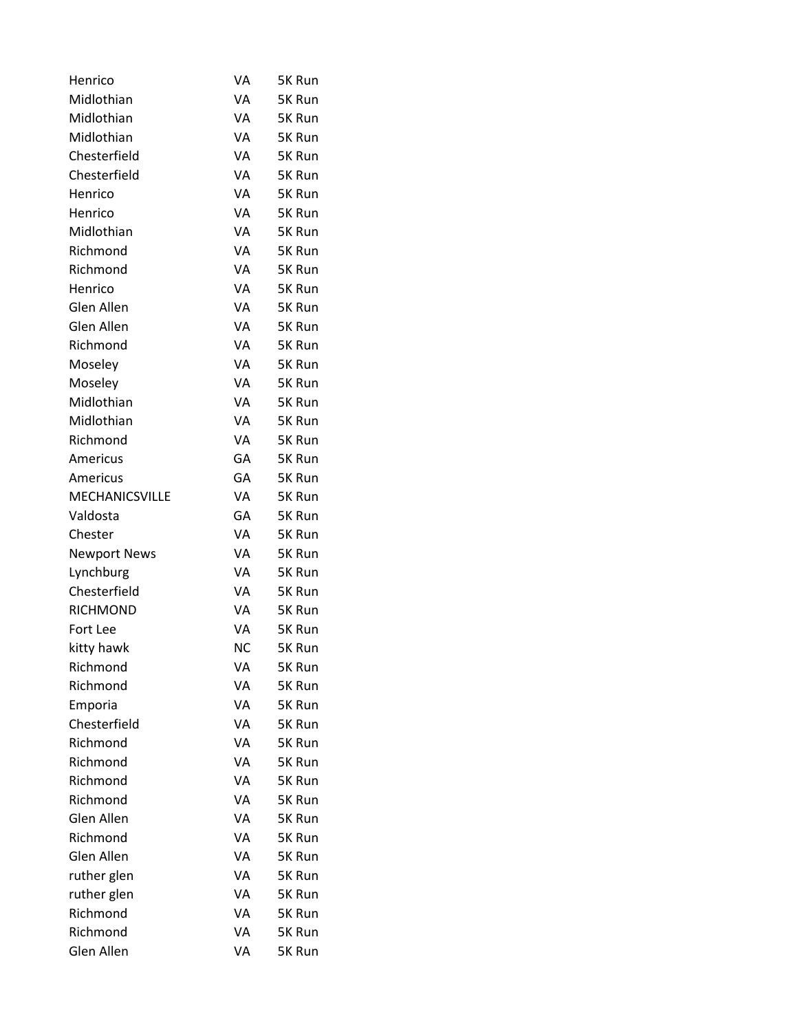| | | |
|---|---|---|
| Henrico | VA | 5K Run |
| Midlothian | VA | 5K Run |
| Midlothian | VA | 5K Run |
| Midlothian | VA | 5K Run |
| Chesterfield | VA | 5K Run |
| Chesterfield | VA | 5K Run |
| Henrico | VA | 5K Run |
| Henrico | VA | 5K Run |
| Midlothian | VA | 5K Run |
| Richmond | VA | 5K Run |
| Richmond | VA | 5K Run |
| Henrico | VA | 5K Run |
| Glen Allen | VA | 5K Run |
| Glen Allen | VA | 5K Run |
| Richmond | VA | 5K Run |
| Moseley | VA | 5K Run |
| Moseley | VA | 5K Run |
| Midlothian | VA | 5K Run |
| Midlothian | VA | 5K Run |
| Richmond | VA | 5K Run |
| Americus | GA | 5K Run |
| Americus | GA | 5K Run |
| MECHANICSVILLE | VA | 5K Run |
| Valdosta | GA | 5K Run |
| Chester | VA | 5K Run |
| Newport News | VA | 5K Run |
| Lynchburg | VA | 5K Run |
| Chesterfield | VA | 5K Run |
| RICHMOND | VA | 5K Run |
| Fort Lee | VA | 5K Run |
| kitty hawk | NC | 5K Run |
| Richmond | VA | 5K Run |
| Richmond | VA | 5K Run |
| Emporia | VA | 5K Run |
| Chesterfield | VA | 5K Run |
| Richmond | VA | 5K Run |
| Richmond | VA | 5K Run |
| Richmond | VA | 5K Run |
| Richmond | VA | 5K Run |
| Glen Allen | VA | 5K Run |
| Richmond | VA | 5K Run |
| Glen Allen | VA | 5K Run |
| ruther glen | VA | 5K Run |
| ruther glen | VA | 5K Run |
| Richmond | VA | 5K Run |
| Richmond | VA | 5K Run |
| Glen Allen | VA | 5K Run |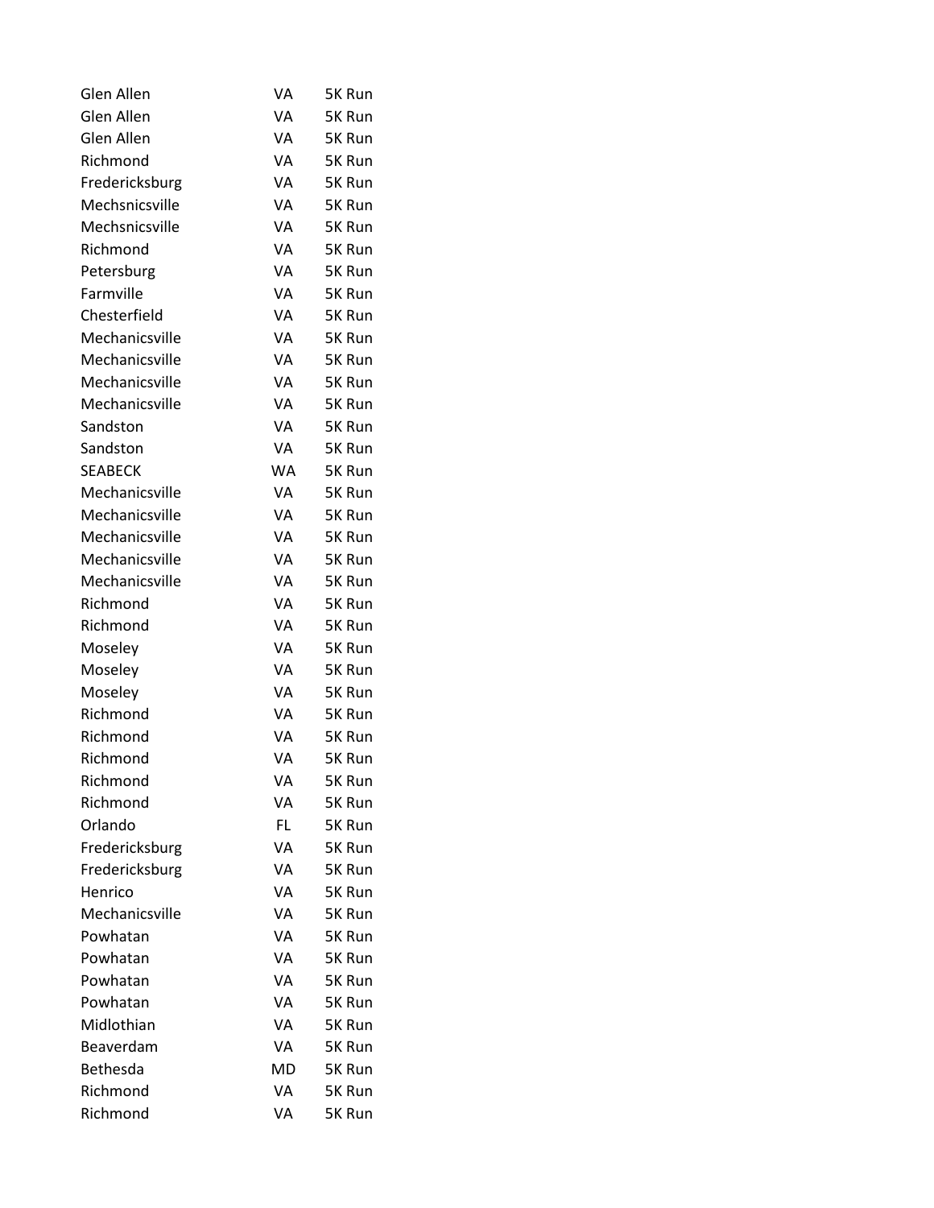| | | |
|---|---|---|
| Glen Allen | VA | 5K Run |
| Glen Allen | VA | 5K Run |
| Glen Allen | VA | 5K Run |
| Richmond | VA | 5K Run |
| Fredericksburg | VA | 5K Run |
| Mechsnicsville | VA | 5K Run |
| Mechsnicsville | VA | 5K Run |
| Richmond | VA | 5K Run |
| Petersburg | VA | 5K Run |
| Farmville | VA | 5K Run |
| Chesterfield | VA | 5K Run |
| Mechanicsville | VA | 5K Run |
| Mechanicsville | VA | 5K Run |
| Mechanicsville | VA | 5K Run |
| Mechanicsville | VA | 5K Run |
| Sandston | VA | 5K Run |
| Sandston | VA | 5K Run |
| SEABECK | WA | 5K Run |
| Mechanicsville | VA | 5K Run |
| Mechanicsville | VA | 5K Run |
| Mechanicsville | VA | 5K Run |
| Mechanicsville | VA | 5K Run |
| Mechanicsville | VA | 5K Run |
| Richmond | VA | 5K Run |
| Richmond | VA | 5K Run |
| Moseley | VA | 5K Run |
| Moseley | VA | 5K Run |
| Moseley | VA | 5K Run |
| Richmond | VA | 5K Run |
| Richmond | VA | 5K Run |
| Richmond | VA | 5K Run |
| Richmond | VA | 5K Run |
| Richmond | VA | 5K Run |
| Orlando | FL | 5K Run |
| Fredericksburg | VA | 5K Run |
| Fredericksburg | VA | 5K Run |
| Henrico | VA | 5K Run |
| Mechanicsville | VA | 5K Run |
| Powhatan | VA | 5K Run |
| Powhatan | VA | 5K Run |
| Powhatan | VA | 5K Run |
| Powhatan | VA | 5K Run |
| Midlothian | VA | 5K Run |
| Beaverdam | VA | 5K Run |
| Bethesda | MD | 5K Run |
| Richmond | VA | 5K Run |
| Richmond | VA | 5K Run |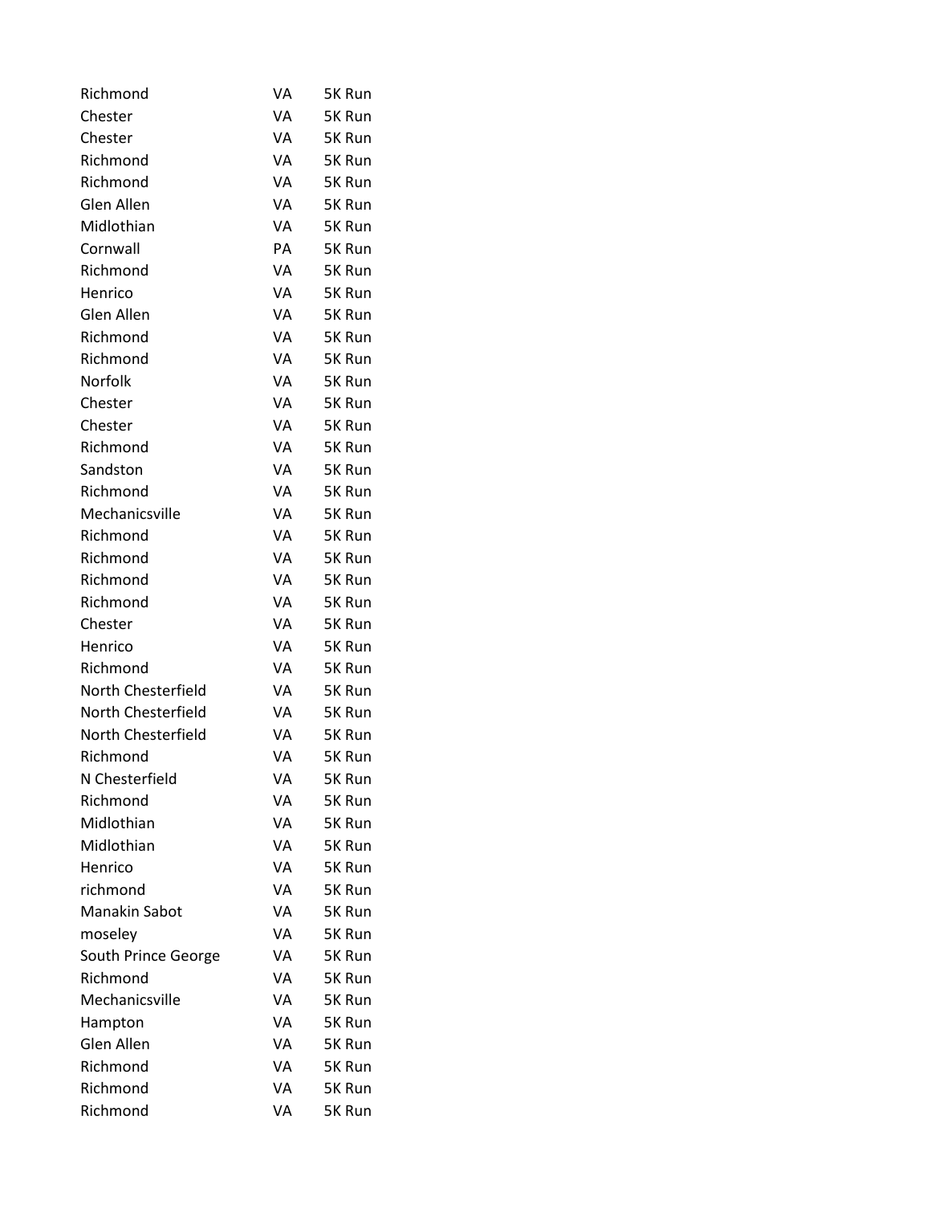| | | |
|---|---|---|
| Richmond | VA | 5K Run |
| Chester | VA | 5K Run |
| Chester | VA | 5K Run |
| Richmond | VA | 5K Run |
| Richmond | VA | 5K Run |
| Glen Allen | VA | 5K Run |
| Midlothian | VA | 5K Run |
| Cornwall | PA | 5K Run |
| Richmond | VA | 5K Run |
| Henrico | VA | 5K Run |
| Glen Allen | VA | 5K Run |
| Richmond | VA | 5K Run |
| Richmond | VA | 5K Run |
| Norfolk | VA | 5K Run |
| Chester | VA | 5K Run |
| Chester | VA | 5K Run |
| Richmond | VA | 5K Run |
| Sandston | VA | 5K Run |
| Richmond | VA | 5K Run |
| Mechanicsville | VA | 5K Run |
| Richmond | VA | 5K Run |
| Richmond | VA | 5K Run |
| Richmond | VA | 5K Run |
| Richmond | VA | 5K Run |
| Chester | VA | 5K Run |
| Henrico | VA | 5K Run |
| Richmond | VA | 5K Run |
| North Chesterfield | VA | 5K Run |
| North Chesterfield | VA | 5K Run |
| North Chesterfield | VA | 5K Run |
| Richmond | VA | 5K Run |
| N Chesterfield | VA | 5K Run |
| Richmond | VA | 5K Run |
| Midlothian | VA | 5K Run |
| Midlothian | VA | 5K Run |
| Henrico | VA | 5K Run |
| richmond | VA | 5K Run |
| Manakin Sabot | VA | 5K Run |
| moseley | VA | 5K Run |
| South Prince George | VA | 5K Run |
| Richmond | VA | 5K Run |
| Mechanicsville | VA | 5K Run |
| Hampton | VA | 5K Run |
| Glen Allen | VA | 5K Run |
| Richmond | VA | 5K Run |
| Richmond | VA | 5K Run |
| Richmond | VA | 5K Run |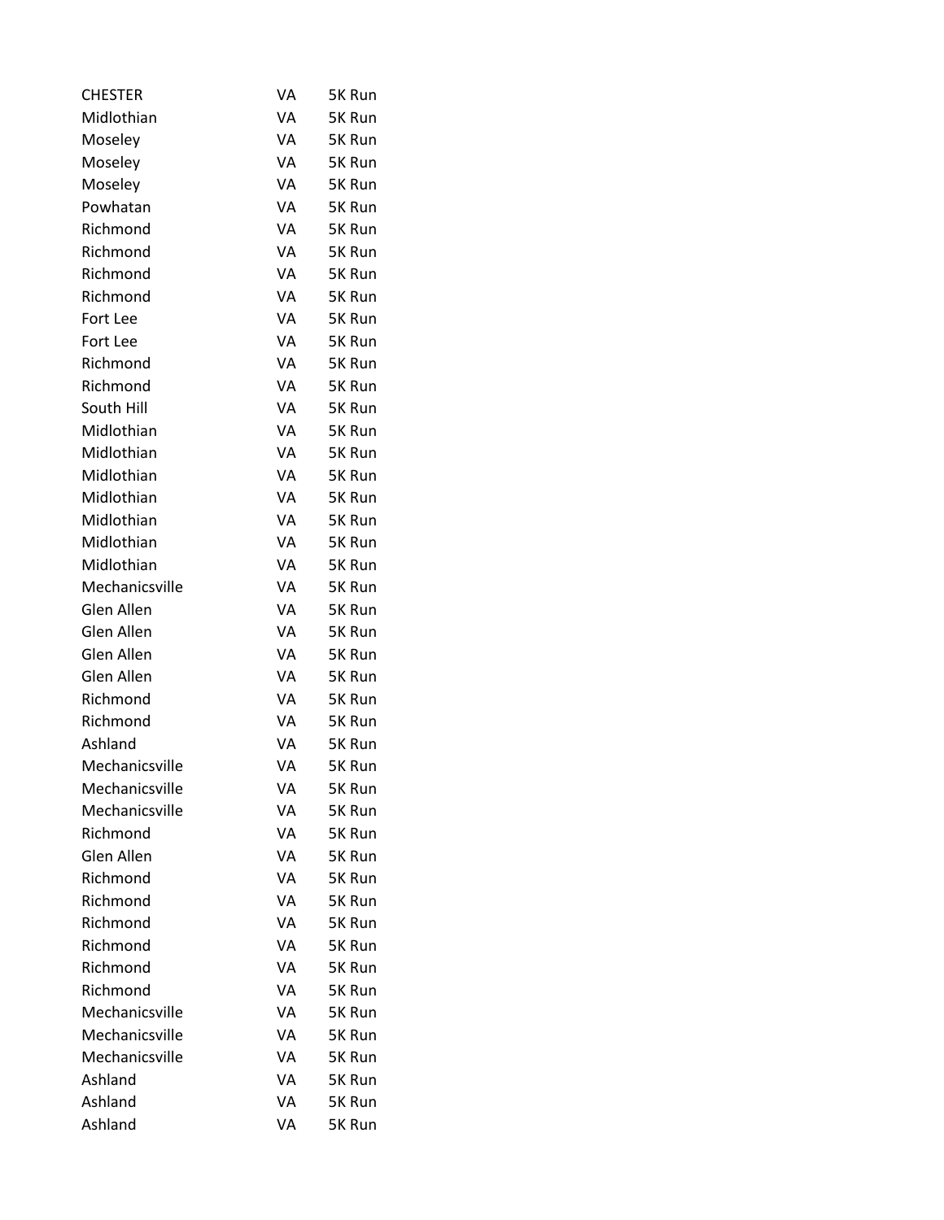| | | |
|---|---|---|
| CHESTER | VA | 5K Run |
| Midlothian | VA | 5K Run |
| Moseley | VA | 5K Run |
| Moseley | VA | 5K Run |
| Moseley | VA | 5K Run |
| Powhatan | VA | 5K Run |
| Richmond | VA | 5K Run |
| Richmond | VA | 5K Run |
| Richmond | VA | 5K Run |
| Richmond | VA | 5K Run |
| Fort Lee | VA | 5K Run |
| Fort Lee | VA | 5K Run |
| Richmond | VA | 5K Run |
| Richmond | VA | 5K Run |
| South Hill | VA | 5K Run |
| Midlothian | VA | 5K Run |
| Midlothian | VA | 5K Run |
| Midlothian | VA | 5K Run |
| Midlothian | VA | 5K Run |
| Midlothian | VA | 5K Run |
| Midlothian | VA | 5K Run |
| Midlothian | VA | 5K Run |
| Mechanicsville | VA | 5K Run |
| Glen Allen | VA | 5K Run |
| Glen Allen | VA | 5K Run |
| Glen Allen | VA | 5K Run |
| Glen Allen | VA | 5K Run |
| Richmond | VA | 5K Run |
| Richmond | VA | 5K Run |
| Ashland | VA | 5K Run |
| Mechanicsville | VA | 5K Run |
| Mechanicsville | VA | 5K Run |
| Mechanicsville | VA | 5K Run |
| Richmond | VA | 5K Run |
| Glen Allen | VA | 5K Run |
| Richmond | VA | 5K Run |
| Richmond | VA | 5K Run |
| Richmond | VA | 5K Run |
| Richmond | VA | 5K Run |
| Richmond | VA | 5K Run |
| Richmond | VA | 5K Run |
| Mechanicsville | VA | 5K Run |
| Mechanicsville | VA | 5K Run |
| Mechanicsville | VA | 5K Run |
| Ashland | VA | 5K Run |
| Ashland | VA | 5K Run |
| Ashland | VA | 5K Run |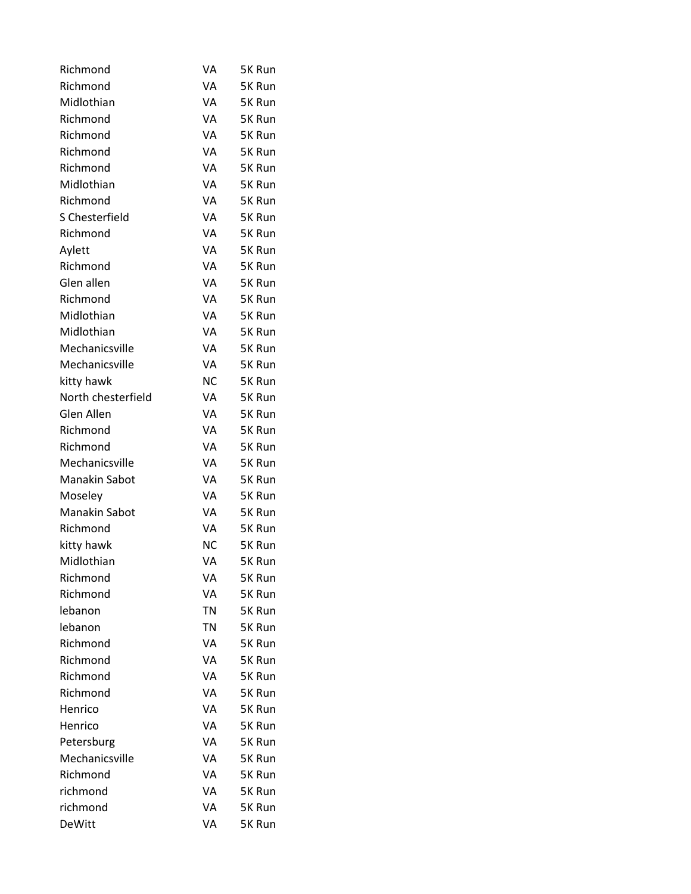| | | |
|---|---|---|
| Richmond | VA | 5K Run |
| Richmond | VA | 5K Run |
| Midlothian | VA | 5K Run |
| Richmond | VA | 5K Run |
| Richmond | VA | 5K Run |
| Richmond | VA | 5K Run |
| Richmond | VA | 5K Run |
| Midlothian | VA | 5K Run |
| Richmond | VA | 5K Run |
| S Chesterfield | VA | 5K Run |
| Richmond | VA | 5K Run |
| Aylett | VA | 5K Run |
| Richmond | VA | 5K Run |
| Glen allen | VA | 5K Run |
| Richmond | VA | 5K Run |
| Midlothian | VA | 5K Run |
| Midlothian | VA | 5K Run |
| Mechanicsville | VA | 5K Run |
| Mechanicsville | VA | 5K Run |
| kitty hawk | NC | 5K Run |
| North chesterfield | VA | 5K Run |
| Glen Allen | VA | 5K Run |
| Richmond | VA | 5K Run |
| Richmond | VA | 5K Run |
| Mechanicsville | VA | 5K Run |
| Manakin Sabot | VA | 5K Run |
| Moseley | VA | 5K Run |
| Manakin Sabot | VA | 5K Run |
| Richmond | VA | 5K Run |
| kitty hawk | NC | 5K Run |
| Midlothian | VA | 5K Run |
| Richmond | VA | 5K Run |
| Richmond | VA | 5K Run |
| lebanon | TN | 5K Run |
| lebanon | TN | 5K Run |
| Richmond | VA | 5K Run |
| Richmond | VA | 5K Run |
| Richmond | VA | 5K Run |
| Richmond | VA | 5K Run |
| Henrico | VA | 5K Run |
| Henrico | VA | 5K Run |
| Petersburg | VA | 5K Run |
| Mechanicsville | VA | 5K Run |
| Richmond | VA | 5K Run |
| richmond | VA | 5K Run |
| richmond | VA | 5K Run |
| DeWitt | VA | 5K Run |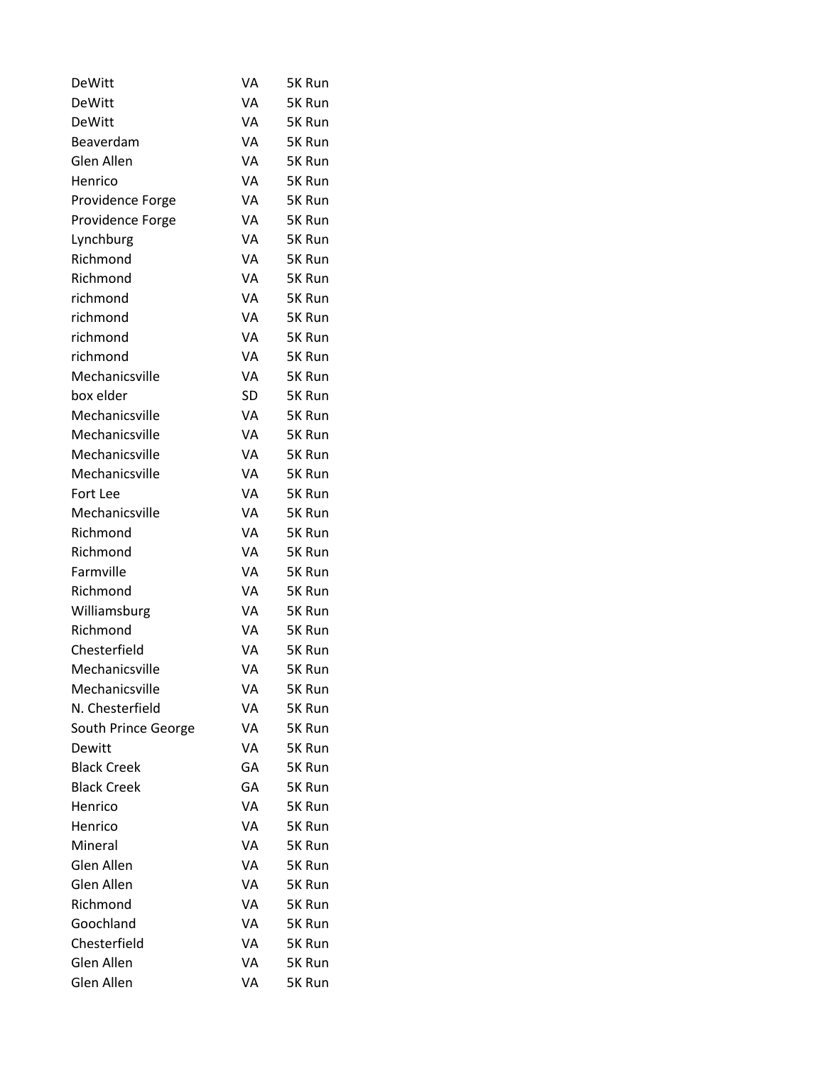| | | |
|---|---|---|
| DeWitt | VA | 5K Run |
| DeWitt | VA | 5K Run |
| DeWitt | VA | 5K Run |
| Beaverdam | VA | 5K Run |
| Glen Allen | VA | 5K Run |
| Henrico | VA | 5K Run |
| Providence Forge | VA | 5K Run |
| Providence Forge | VA | 5K Run |
| Lynchburg | VA | 5K Run |
| Richmond | VA | 5K Run |
| Richmond | VA | 5K Run |
| richmond | VA | 5K Run |
| richmond | VA | 5K Run |
| richmond | VA | 5K Run |
| richmond | VA | 5K Run |
| Mechanicsville | VA | 5K Run |
| box elder | SD | 5K Run |
| Mechanicsville | VA | 5K Run |
| Mechanicsville | VA | 5K Run |
| Mechanicsville | VA | 5K Run |
| Mechanicsville | VA | 5K Run |
| Fort Lee | VA | 5K Run |
| Mechanicsville | VA | 5K Run |
| Richmond | VA | 5K Run |
| Richmond | VA | 5K Run |
| Farmville | VA | 5K Run |
| Richmond | VA | 5K Run |
| Williamsburg | VA | 5K Run |
| Richmond | VA | 5K Run |
| Chesterfield | VA | 5K Run |
| Mechanicsville | VA | 5K Run |
| Mechanicsville | VA | 5K Run |
| N. Chesterfield | VA | 5K Run |
| South Prince George | VA | 5K Run |
| Dewitt | VA | 5K Run |
| Black Creek | GA | 5K Run |
| Black Creek | GA | 5K Run |
| Henrico | VA | 5K Run |
| Henrico | VA | 5K Run |
| Mineral | VA | 5K Run |
| Glen Allen | VA | 5K Run |
| Glen Allen | VA | 5K Run |
| Richmond | VA | 5K Run |
| Goochland | VA | 5K Run |
| Chesterfield | VA | 5K Run |
| Glen Allen | VA | 5K Run |
| Glen Allen | VA | 5K Run |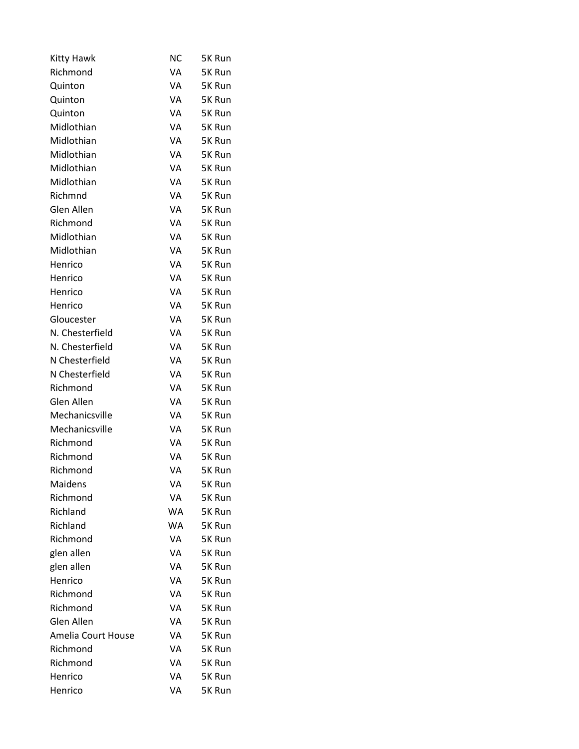| | | |
|---|---|---|
| Kitty Hawk | NC | 5K Run |
| Richmond | VA | 5K Run |
| Quinton | VA | 5K Run |
| Quinton | VA | 5K Run |
| Quinton | VA | 5K Run |
| Midlothian | VA | 5K Run |
| Midlothian | VA | 5K Run |
| Midlothian | VA | 5K Run |
| Midlothian | VA | 5K Run |
| Midlothian | VA | 5K Run |
| Richmnd | VA | 5K Run |
| Glen Allen | VA | 5K Run |
| Richmond | VA | 5K Run |
| Midlothian | VA | 5K Run |
| Midlothian | VA | 5K Run |
| Henrico | VA | 5K Run |
| Henrico | VA | 5K Run |
| Henrico | VA | 5K Run |
| Henrico | VA | 5K Run |
| Gloucester | VA | 5K Run |
| N. Chesterfield | VA | 5K Run |
| N. Chesterfield | VA | 5K Run |
| N Chesterfield | VA | 5K Run |
| N Chesterfield | VA | 5K Run |
| Richmond | VA | 5K Run |
| Glen Allen | VA | 5K Run |
| Mechanicsville | VA | 5K Run |
| Mechanicsville | VA | 5K Run |
| Richmond | VA | 5K Run |
| Richmond | VA | 5K Run |
| Richmond | VA | 5K Run |
| Maidens | VA | 5K Run |
| Richmond | VA | 5K Run |
| Richland | WA | 5K Run |
| Richland | WA | 5K Run |
| Richmond | VA | 5K Run |
| glen allen | VA | 5K Run |
| glen allen | VA | 5K Run |
| Henrico | VA | 5K Run |
| Richmond | VA | 5K Run |
| Richmond | VA | 5K Run |
| Glen Allen | VA | 5K Run |
| Amelia Court House | VA | 5K Run |
| Richmond | VA | 5K Run |
| Richmond | VA | 5K Run |
| Henrico | VA | 5K Run |
| Henrico | VA | 5K Run |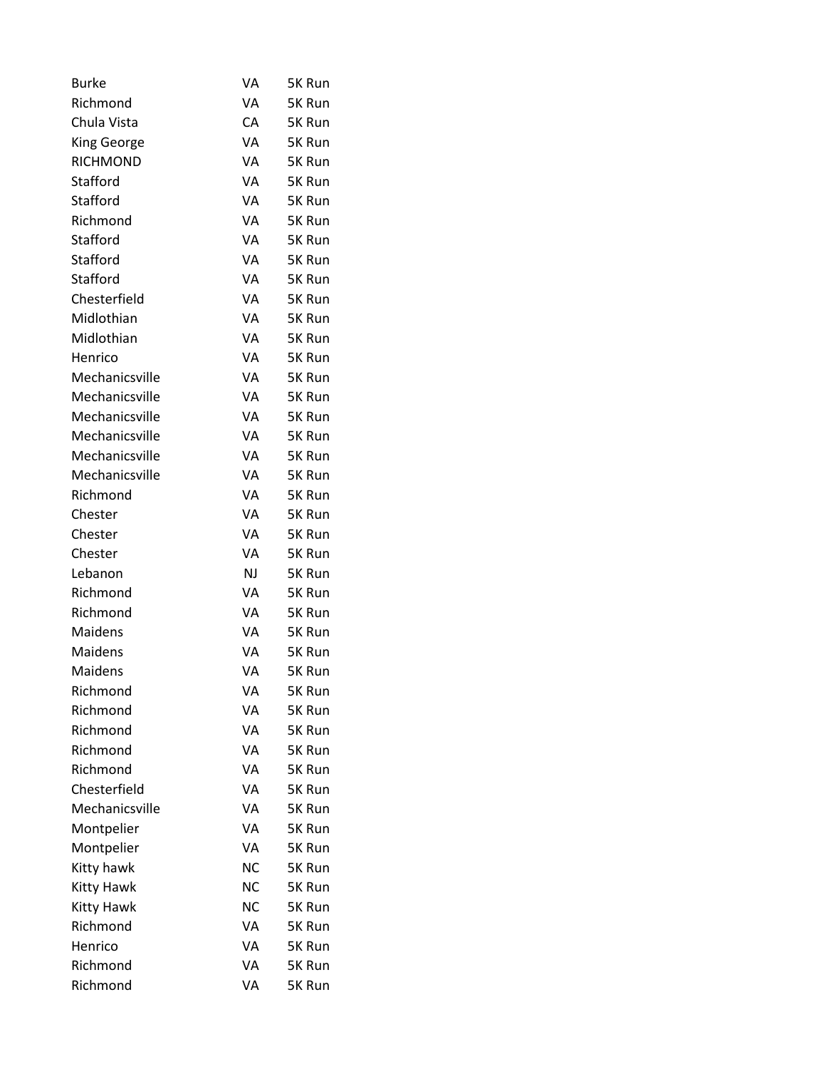| | | |
|---|---|---|
| Burke | VA | 5K Run |
| Richmond | VA | 5K Run |
| Chula Vista | CA | 5K Run |
| King George | VA | 5K Run |
| RICHMOND | VA | 5K Run |
| Stafford | VA | 5K Run |
| Stafford | VA | 5K Run |
| Richmond | VA | 5K Run |
| Stafford | VA | 5K Run |
| Stafford | VA | 5K Run |
| Stafford | VA | 5K Run |
| Chesterfield | VA | 5K Run |
| Midlothian | VA | 5K Run |
| Midlothian | VA | 5K Run |
| Henrico | VA | 5K Run |
| Mechanicsville | VA | 5K Run |
| Mechanicsville | VA | 5K Run |
| Mechanicsville | VA | 5K Run |
| Mechanicsville | VA | 5K Run |
| Mechanicsville | VA | 5K Run |
| Mechanicsville | VA | 5K Run |
| Richmond | VA | 5K Run |
| Chester | VA | 5K Run |
| Chester | VA | 5K Run |
| Chester | VA | 5K Run |
| Lebanon | NJ | 5K Run |
| Richmond | VA | 5K Run |
| Richmond | VA | 5K Run |
| Maidens | VA | 5K Run |
| Maidens | VA | 5K Run |
| Maidens | VA | 5K Run |
| Richmond | VA | 5K Run |
| Richmond | VA | 5K Run |
| Richmond | VA | 5K Run |
| Richmond | VA | 5K Run |
| Richmond | VA | 5K Run |
| Chesterfield | VA | 5K Run |
| Mechanicsville | VA | 5K Run |
| Montpelier | VA | 5K Run |
| Montpelier | VA | 5K Run |
| Kitty hawk | NC | 5K Run |
| Kitty Hawk | NC | 5K Run |
| Kitty Hawk | NC | 5K Run |
| Richmond | VA | 5K Run |
| Henrico | VA | 5K Run |
| Richmond | VA | 5K Run |
| Richmond | VA | 5K Run |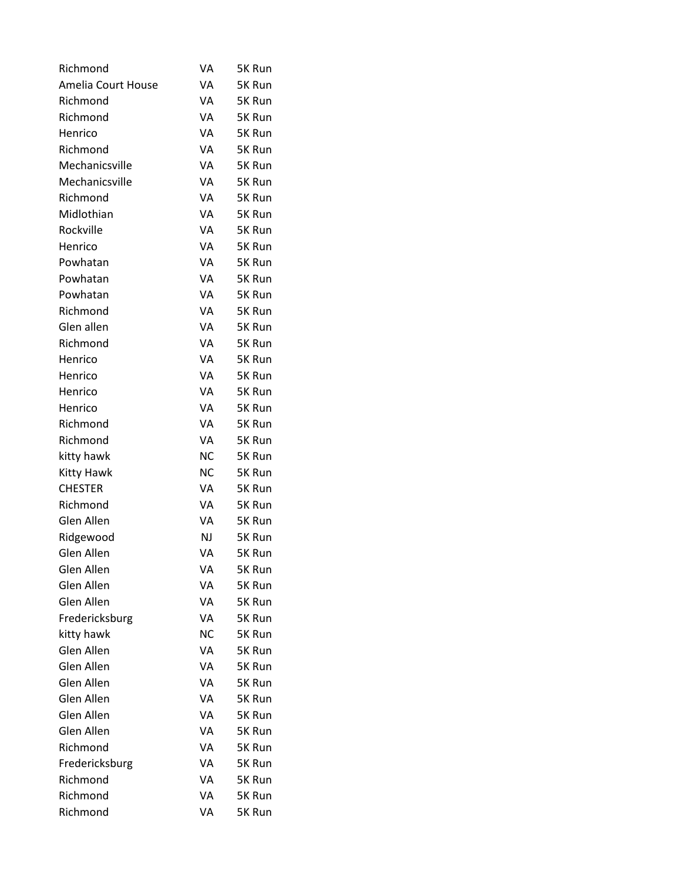| | | |
|---|---|---|
| Richmond | VA | 5K Run |
| Amelia Court House | VA | 5K Run |
| Richmond | VA | 5K Run |
| Richmond | VA | 5K Run |
| Henrico | VA | 5K Run |
| Richmond | VA | 5K Run |
| Mechanicsville | VA | 5K Run |
| Mechanicsville | VA | 5K Run |
| Richmond | VA | 5K Run |
| Midlothian | VA | 5K Run |
| Rockville | VA | 5K Run |
| Henrico | VA | 5K Run |
| Powhatan | VA | 5K Run |
| Powhatan | VA | 5K Run |
| Powhatan | VA | 5K Run |
| Richmond | VA | 5K Run |
| Glen allen | VA | 5K Run |
| Richmond | VA | 5K Run |
| Henrico | VA | 5K Run |
| Henrico | VA | 5K Run |
| Henrico | VA | 5K Run |
| Henrico | VA | 5K Run |
| Richmond | VA | 5K Run |
| Richmond | VA | 5K Run |
| kitty hawk | NC | 5K Run |
| Kitty Hawk | NC | 5K Run |
| CHESTER | VA | 5K Run |
| Richmond | VA | 5K Run |
| Glen Allen | VA | 5K Run |
| Ridgewood | NJ | 5K Run |
| Glen Allen | VA | 5K Run |
| Glen Allen | VA | 5K Run |
| Glen Allen | VA | 5K Run |
| Glen Allen | VA | 5K Run |
| Fredericksburg | VA | 5K Run |
| kitty hawk | NC | 5K Run |
| Glen Allen | VA | 5K Run |
| Glen Allen | VA | 5K Run |
| Glen Allen | VA | 5K Run |
| Glen Allen | VA | 5K Run |
| Glen Allen | VA | 5K Run |
| Glen Allen | VA | 5K Run |
| Richmond | VA | 5K Run |
| Fredericksburg | VA | 5K Run |
| Richmond | VA | 5K Run |
| Richmond | VA | 5K Run |
| Richmond | VA | 5K Run |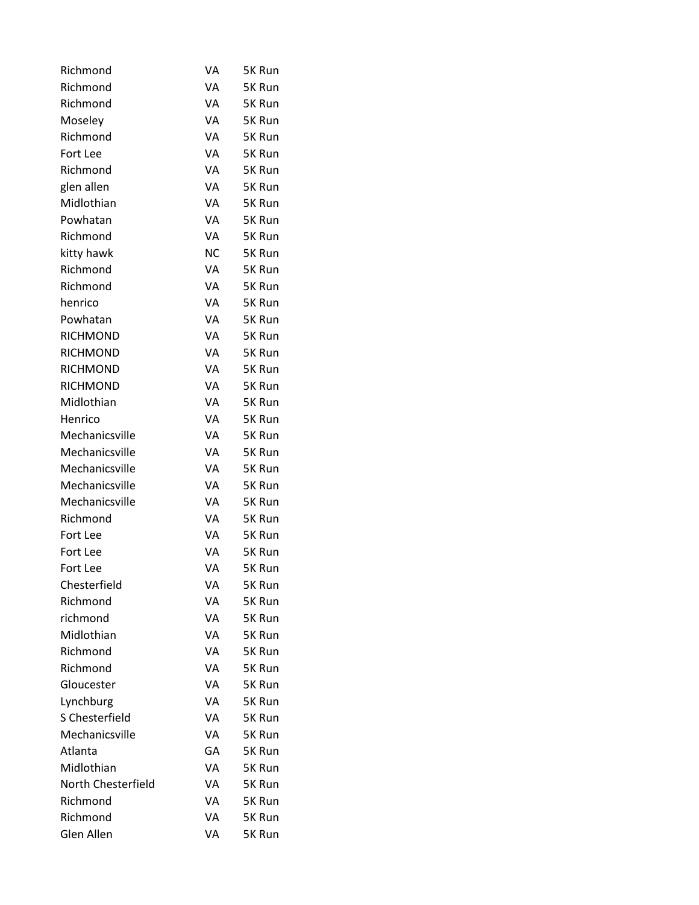| | | |
|---|---|---|
| Richmond | VA | 5K Run |
| Richmond | VA | 5K Run |
| Richmond | VA | 5K Run |
| Moseley | VA | 5K Run |
| Richmond | VA | 5K Run |
| Fort Lee | VA | 5K Run |
| Richmond | VA | 5K Run |
| glen allen | VA | 5K Run |
| Midlothian | VA | 5K Run |
| Powhatan | VA | 5K Run |
| Richmond | VA | 5K Run |
| kitty hawk | NC | 5K Run |
| Richmond | VA | 5K Run |
| Richmond | VA | 5K Run |
| henrico | VA | 5K Run |
| Powhatan | VA | 5K Run |
| RICHMOND | VA | 5K Run |
| RICHMOND | VA | 5K Run |
| RICHMOND | VA | 5K Run |
| RICHMOND | VA | 5K Run |
| Midlothian | VA | 5K Run |
| Henrico | VA | 5K Run |
| Mechanicsville | VA | 5K Run |
| Mechanicsville | VA | 5K Run |
| Mechanicsville | VA | 5K Run |
| Mechanicsville | VA | 5K Run |
| Mechanicsville | VA | 5K Run |
| Richmond | VA | 5K Run |
| Fort Lee | VA | 5K Run |
| Fort Lee | VA | 5K Run |
| Fort Lee | VA | 5K Run |
| Chesterfield | VA | 5K Run |
| Richmond | VA | 5K Run |
| richmond | VA | 5K Run |
| Midlothian | VA | 5K Run |
| Richmond | VA | 5K Run |
| Richmond | VA | 5K Run |
| Gloucester | VA | 5K Run |
| Lynchburg | VA | 5K Run |
| S Chesterfield | VA | 5K Run |
| Mechanicsville | VA | 5K Run |
| Atlanta | GA | 5K Run |
| Midlothian | VA | 5K Run |
| North Chesterfield | VA | 5K Run |
| Richmond | VA | 5K Run |
| Richmond | VA | 5K Run |
| Glen Allen | VA | 5K Run |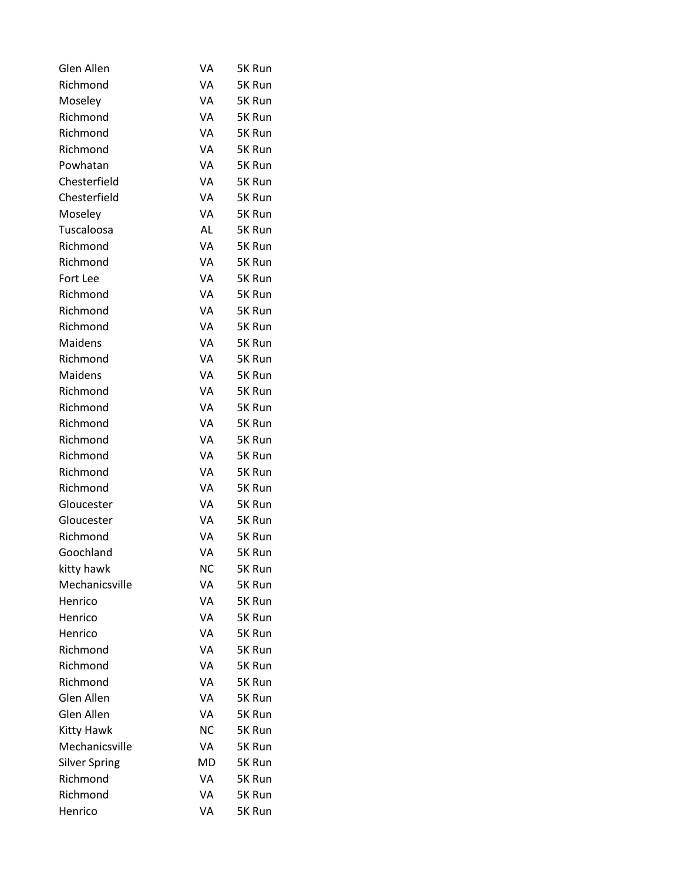| | | |
|---|---|---|
| Glen Allen | VA | 5K Run |
| Richmond | VA | 5K Run |
| Moseley | VA | 5K Run |
| Richmond | VA | 5K Run |
| Richmond | VA | 5K Run |
| Richmond | VA | 5K Run |
| Powhatan | VA | 5K Run |
| Chesterfield | VA | 5K Run |
| Chesterfield | VA | 5K Run |
| Moseley | VA | 5K Run |
| Tuscaloosa | AL | 5K Run |
| Richmond | VA | 5K Run |
| Richmond | VA | 5K Run |
| Fort Lee | VA | 5K Run |
| Richmond | VA | 5K Run |
| Richmond | VA | 5K Run |
| Richmond | VA | 5K Run |
| Maidens | VA | 5K Run |
| Richmond | VA | 5K Run |
| Maidens | VA | 5K Run |
| Richmond | VA | 5K Run |
| Richmond | VA | 5K Run |
| Richmond | VA | 5K Run |
| Richmond | VA | 5K Run |
| Richmond | VA | 5K Run |
| Richmond | VA | 5K Run |
| Richmond | VA | 5K Run |
| Gloucester | VA | 5K Run |
| Gloucester | VA | 5K Run |
| Richmond | VA | 5K Run |
| Goochland | VA | 5K Run |
| kitty hawk | NC | 5K Run |
| Mechanicsville | VA | 5K Run |
| Henrico | VA | 5K Run |
| Henrico | VA | 5K Run |
| Henrico | VA | 5K Run |
| Richmond | VA | 5K Run |
| Richmond | VA | 5K Run |
| Richmond | VA | 5K Run |
| Glen Allen | VA | 5K Run |
| Glen Allen | VA | 5K Run |
| Kitty Hawk | NC | 5K Run |
| Mechanicsville | VA | 5K Run |
| Silver Spring | MD | 5K Run |
| Richmond | VA | 5K Run |
| Richmond | VA | 5K Run |
| Henrico | VA | 5K Run |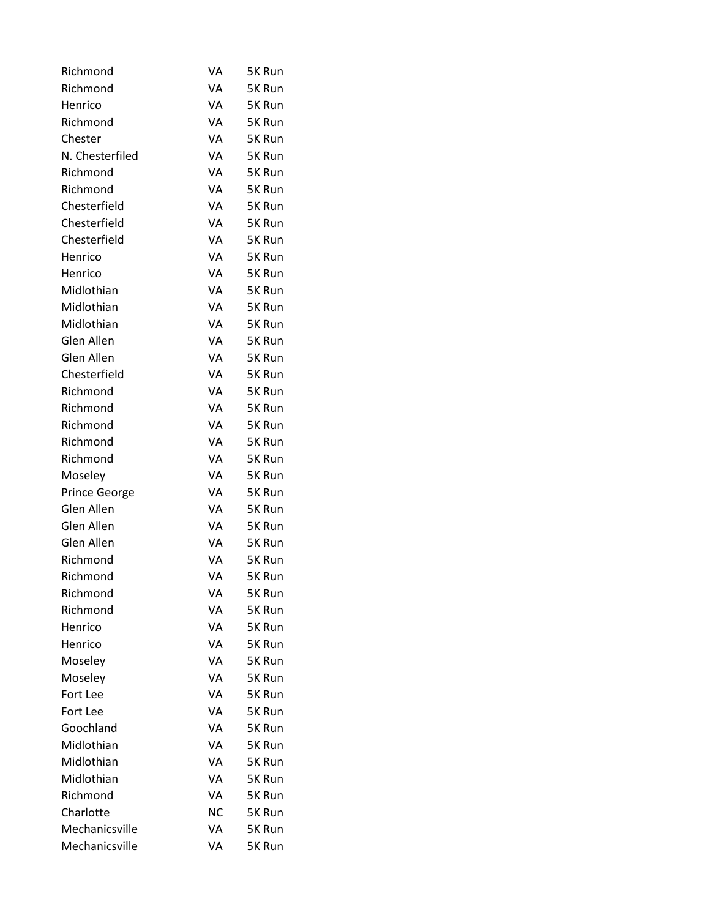| | | |
|---|---|---|
| Richmond | VA | 5K Run |
| Richmond | VA | 5K Run |
| Henrico | VA | 5K Run |
| Richmond | VA | 5K Run |
| Chester | VA | 5K Run |
| N. Chesterfiled | VA | 5K Run |
| Richmond | VA | 5K Run |
| Richmond | VA | 5K Run |
| Chesterfield | VA | 5K Run |
| Chesterfield | VA | 5K Run |
| Chesterfield | VA | 5K Run |
| Henrico | VA | 5K Run |
| Henrico | VA | 5K Run |
| Midlothian | VA | 5K Run |
| Midlothian | VA | 5K Run |
| Midlothian | VA | 5K Run |
| Glen Allen | VA | 5K Run |
| Glen Allen | VA | 5K Run |
| Chesterfield | VA | 5K Run |
| Richmond | VA | 5K Run |
| Richmond | VA | 5K Run |
| Richmond | VA | 5K Run |
| Richmond | VA | 5K Run |
| Richmond | VA | 5K Run |
| Moseley | VA | 5K Run |
| Prince George | VA | 5K Run |
| Glen Allen | VA | 5K Run |
| Glen Allen | VA | 5K Run |
| Glen Allen | VA | 5K Run |
| Richmond | VA | 5K Run |
| Richmond | VA | 5K Run |
| Richmond | VA | 5K Run |
| Richmond | VA | 5K Run |
| Henrico | VA | 5K Run |
| Henrico | VA | 5K Run |
| Moseley | VA | 5K Run |
| Moseley | VA | 5K Run |
| Fort Lee | VA | 5K Run |
| Fort Lee | VA | 5K Run |
| Goochland | VA | 5K Run |
| Midlothian | VA | 5K Run |
| Midlothian | VA | 5K Run |
| Midlothian | VA | 5K Run |
| Richmond | VA | 5K Run |
| Charlotte | NC | 5K Run |
| Mechanicsville | VA | 5K Run |
| Mechanicsville | VA | 5K Run |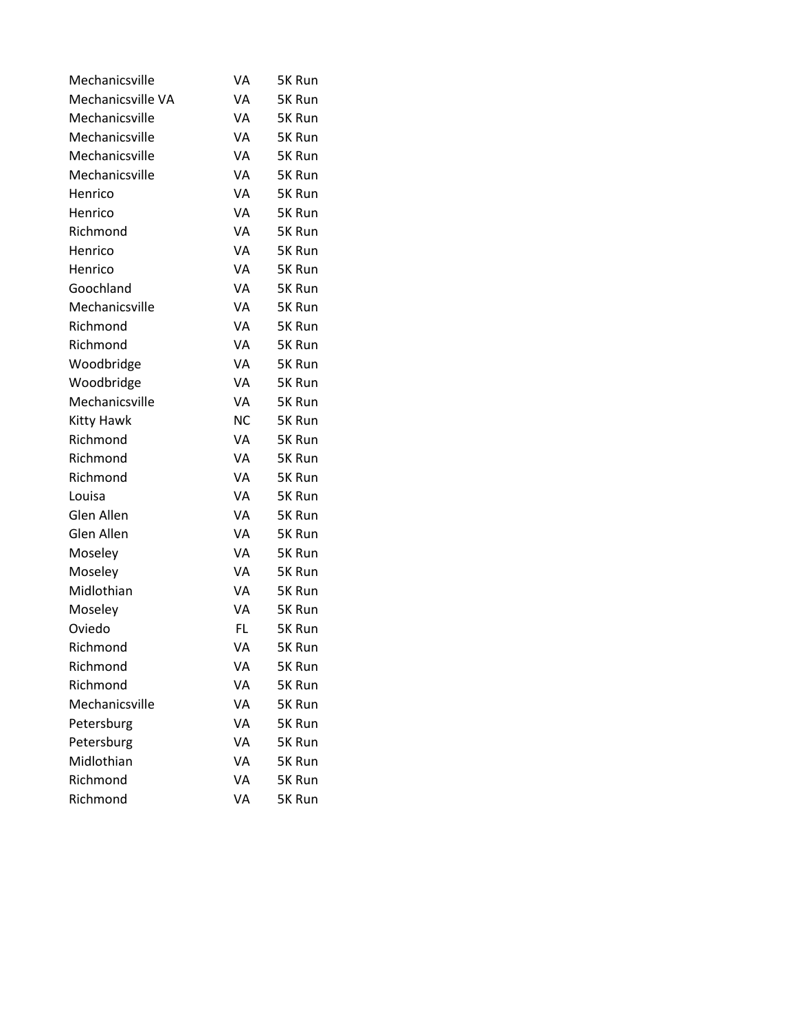| | | |
|---|---|---|
| Mechanicsville | VA | 5K Run |
| Mechanicsville VA | VA | 5K Run |
| Mechanicsville | VA | 5K Run |
| Mechanicsville | VA | 5K Run |
| Mechanicsville | VA | 5K Run |
| Mechanicsville | VA | 5K Run |
| Henrico | VA | 5K Run |
| Henrico | VA | 5K Run |
| Richmond | VA | 5K Run |
| Henrico | VA | 5K Run |
| Henrico | VA | 5K Run |
| Goochland | VA | 5K Run |
| Mechanicsville | VA | 5K Run |
| Richmond | VA | 5K Run |
| Richmond | VA | 5K Run |
| Woodbridge | VA | 5K Run |
| Woodbridge | VA | 5K Run |
| Mechanicsville | VA | 5K Run |
| Kitty Hawk | NC | 5K Run |
| Richmond | VA | 5K Run |
| Richmond | VA | 5K Run |
| Richmond | VA | 5K Run |
| Louisa | VA | 5K Run |
| Glen Allen | VA | 5K Run |
| Glen Allen | VA | 5K Run |
| Moseley | VA | 5K Run |
| Moseley | VA | 5K Run |
| Midlothian | VA | 5K Run |
| Moseley | VA | 5K Run |
| Oviedo | FL | 5K Run |
| Richmond | VA | 5K Run |
| Richmond | VA | 5K Run |
| Richmond | VA | 5K Run |
| Mechanicsville | VA | 5K Run |
| Petersburg | VA | 5K Run |
| Petersburg | VA | 5K Run |
| Midlothian | VA | 5K Run |
| Richmond | VA | 5K Run |
| Richmond | VA | 5K Run |